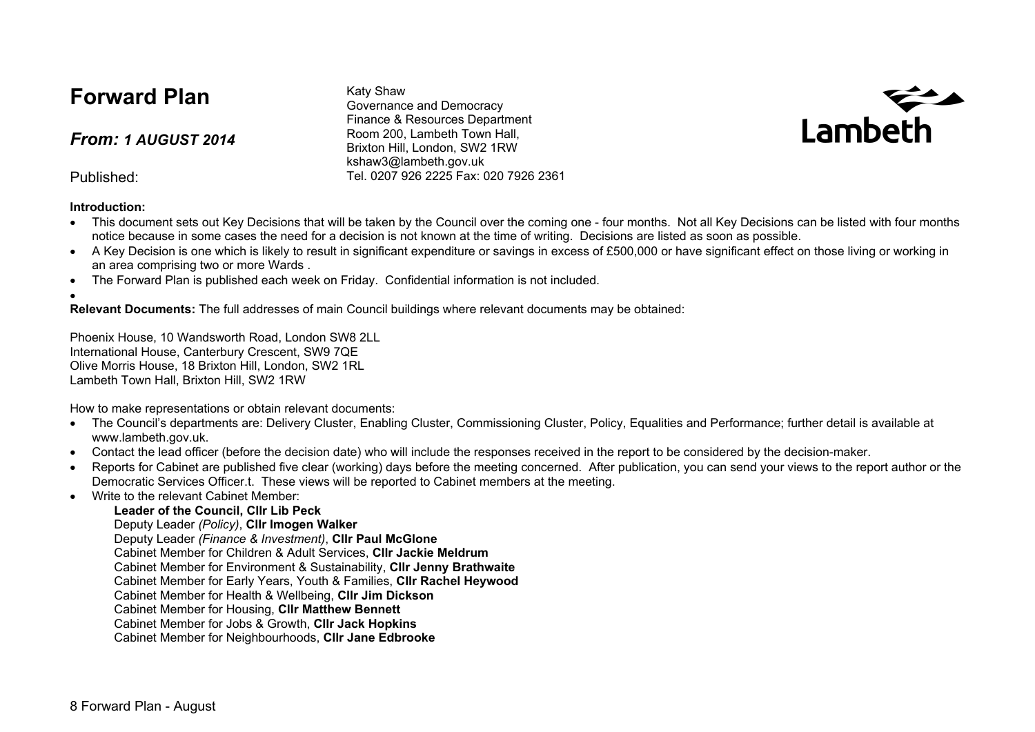# Forward Plan

## *From: 1 AUGUST 2014*

Published:

Katy Shaw
Governance and Democracy
Finance & Resources Department
Room 200, Lambeth Town Hall,
Brixton Hill, London, SW2 1RW
kshaw3@lambeth.gov.uk
Tel. 0207 926 2225 Fax: 020 7926 2361

Lambeth

**Introduction:**

- This document sets out Key Decisions that will be taken by the Council over the coming one - four months. Not all Key Decisions can be listed with four months notice because in some cases the need for a decision is not known at the time of writing. Decisions are listed as soon as possible.
- A Key Decision is one which is likely to result in significant expenditure or savings in excess of £500,000 or have significant effect on those living or working in an area comprising two or more Wards .
- The Forward Plan is published each week on Friday. Confidential information is not included.
-

**Relevant Documents:** The full addresses of main Council buildings where relevant documents may be obtained:

Phoenix House, 10 Wandsworth Road, London SW8 2LL
International House, Canterbury Crescent, SW9 7QE
Olive Morris House, 18 Brixton Hill, London, SW2 1RL
Lambeth Town Hall, Brixton Hill, SW2 1RW

How to make representations or obtain relevant documents:

- The Council's departments are: Delivery Cluster, Enabling Cluster, Commissioning Cluster, Policy, Equalities and Performance; further detail is available at www.lambeth.gov.uk.
- Contact the lead officer (before the decision date) who will include the responses received in the report to be considered by the decision-maker.
- Reports for Cabinet are published five clear (working) days before the meeting concerned. After publication, you can send your views to the report author or the Democratic Services Officer.t. These views will be reported to Cabinet members at the meeting.
- Write to the relevant Cabinet Member:

  **Leader of the Council, Cllr Lib Peck**
  Deputy Leader *(Policy)*, **Cllr Imogen Walker**
  Deputy Leader *(Finance & Investment)*, **Cllr Paul McGlone**
  Cabinet Member for Children & Adult Services, **Cllr Jackie Meldrum**
  Cabinet Member for Environment & Sustainability, **Cllr Jenny Brathwaite**
  Cabinet Member for Early Years, Youth & Families, **Cllr Rachel Heywood**
  Cabinet Member for Health & Wellbeing, **Cllr Jim Dickson**
  Cabinet Member for Housing, **Cllr Matthew Bennett**
  Cabinet Member for Jobs & Growth, **Cllr Jack Hopkins**
  Cabinet Member for Neighbourhoods, **Cllr Jane Edbrooke**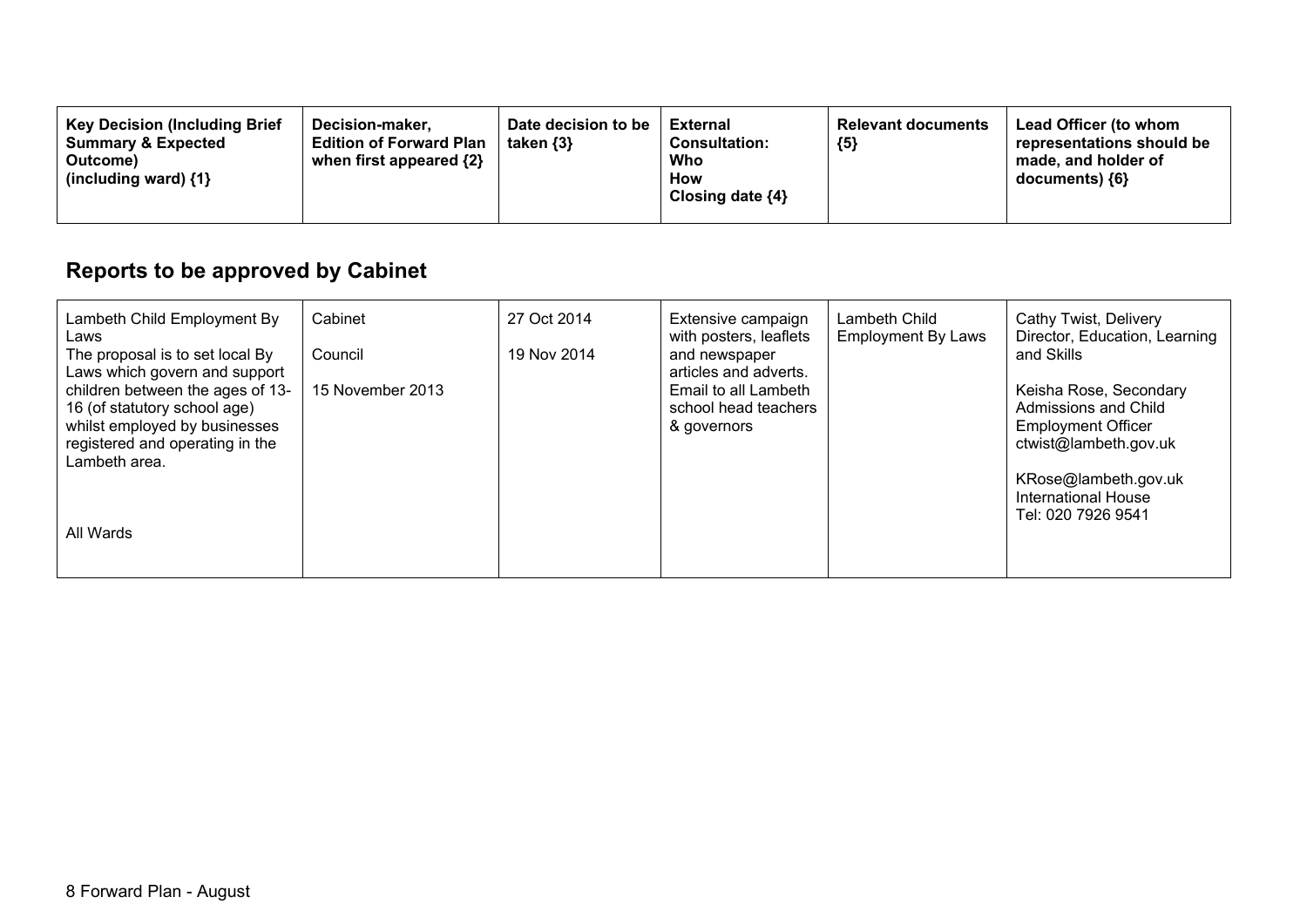| Key Decision (Including Brief Summary & Expected Outcome) (including ward) {1} | Decision-maker, Edition of Forward Plan when first appeared {2} | Date decision to be taken {3} | External Consultation: Who How Closing date {4} | Relevant documents {5} | Lead Officer (to whom representations should be made, and holder of documents) {6} |
|---|---|---|---|---|---|

## Reports to be approved by Cabinet

| Key Decision (Including Brief Summary & Expected Outcome) (including ward) {1} | Decision-maker, Edition of Forward Plan when first appeared {2} | Date decision to be taken {3} | External Consultation: Who How Closing date {4} | Relevant documents {5} | Lead Officer (to whom representations should be made, and holder of documents) {6} |
|---|---|---|---|---|---|
| Lambeth Child Employment By Laws<br>The proposal is to set local By Laws which govern and support children between the ages of 13-16 (of statutory school age) whilst employed by businesses registered and operating in the Lambeth area.<br><br>All Wards | Cabinet<br><br>Council<br><br>15 November 2013 | 27 Oct 2014<br><br>19 Nov 2014 | Extensive campaign with posters, leaflets and newspaper articles and adverts. Email to all Lambeth school head teachers & governors | Lambeth Child Employment By Laws | Cathy Twist, Delivery Director, Education, Learning and Skills<br><br>Keisha Rose, Secondary Admissions and Child Employment Officer<br>ctwist@lambeth.gov.uk<br><br>KRose@lambeth.gov.uk<br>International House<br>Tel: 020 7926 9541 |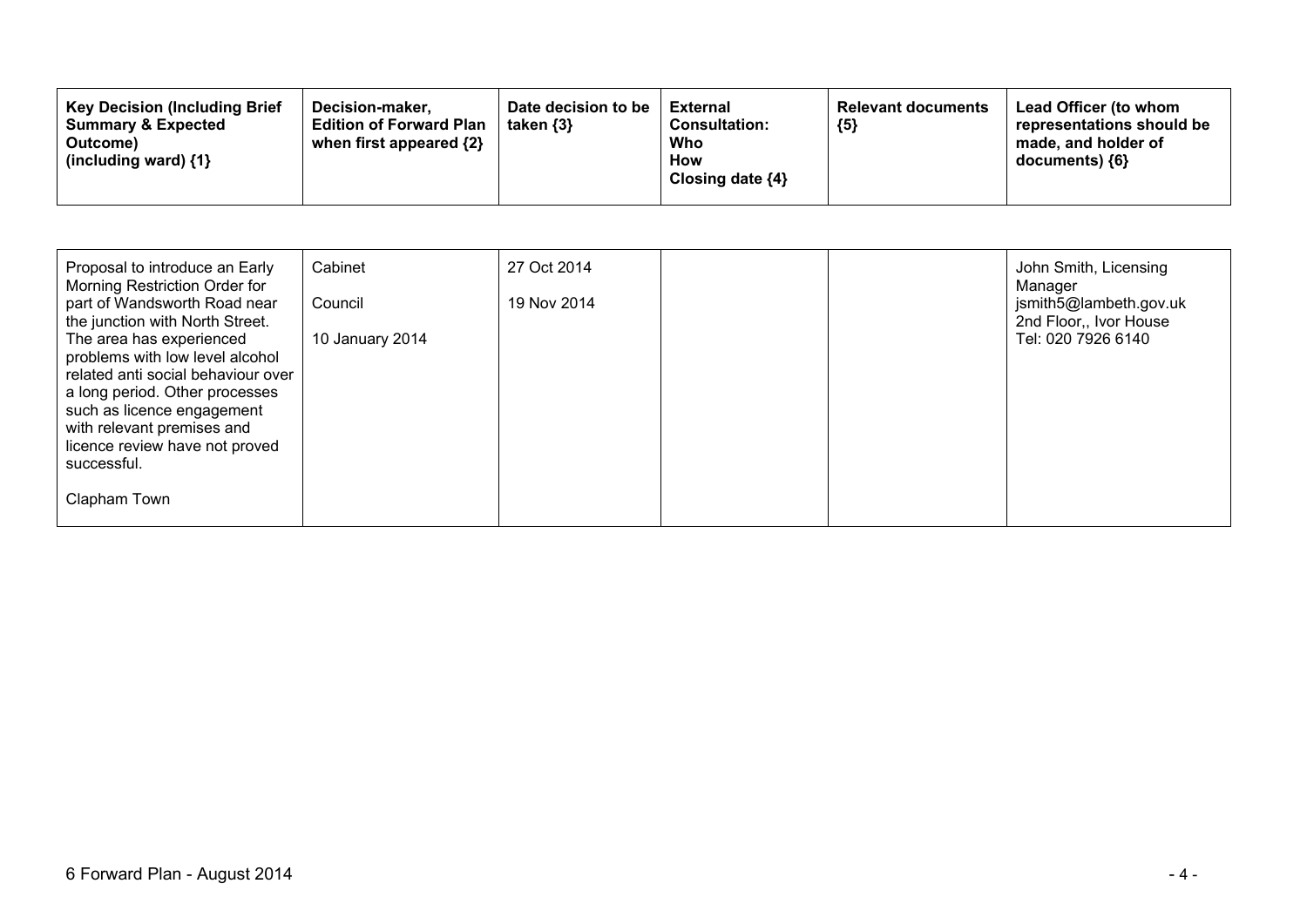| Key Decision (Including Brief Summary & Expected Outcome) (including ward) {1} | Decision-maker, Edition of Forward Plan when first appeared {2} | Date decision to be taken {3} | External Consultation: Who How Closing date {4} | Relevant documents {5} | Lead Officer (to whom representations should be made, and holder of documents) {6} |
|---|---|---|---|---|---|
| Proposal to introduce an Early Morning Restriction Order for part of Wandsworth Road near the junction with North Street. The area has experienced problems with low level alcohol related anti social behaviour over a long period. Other processes such as licence engagement with relevant premises and licence review have not proved successful.<br><br>Clapham Town | Cabinet<br><br>Council<br><br>10 January 2014 | 27 Oct 2014<br><br>19 Nov 2014 | | | John Smith, Licensing Manager<br>jsmith5@lambeth.gov.uk<br>2nd Floor,, Ivor House<br>Tel: 020 7926 6140 |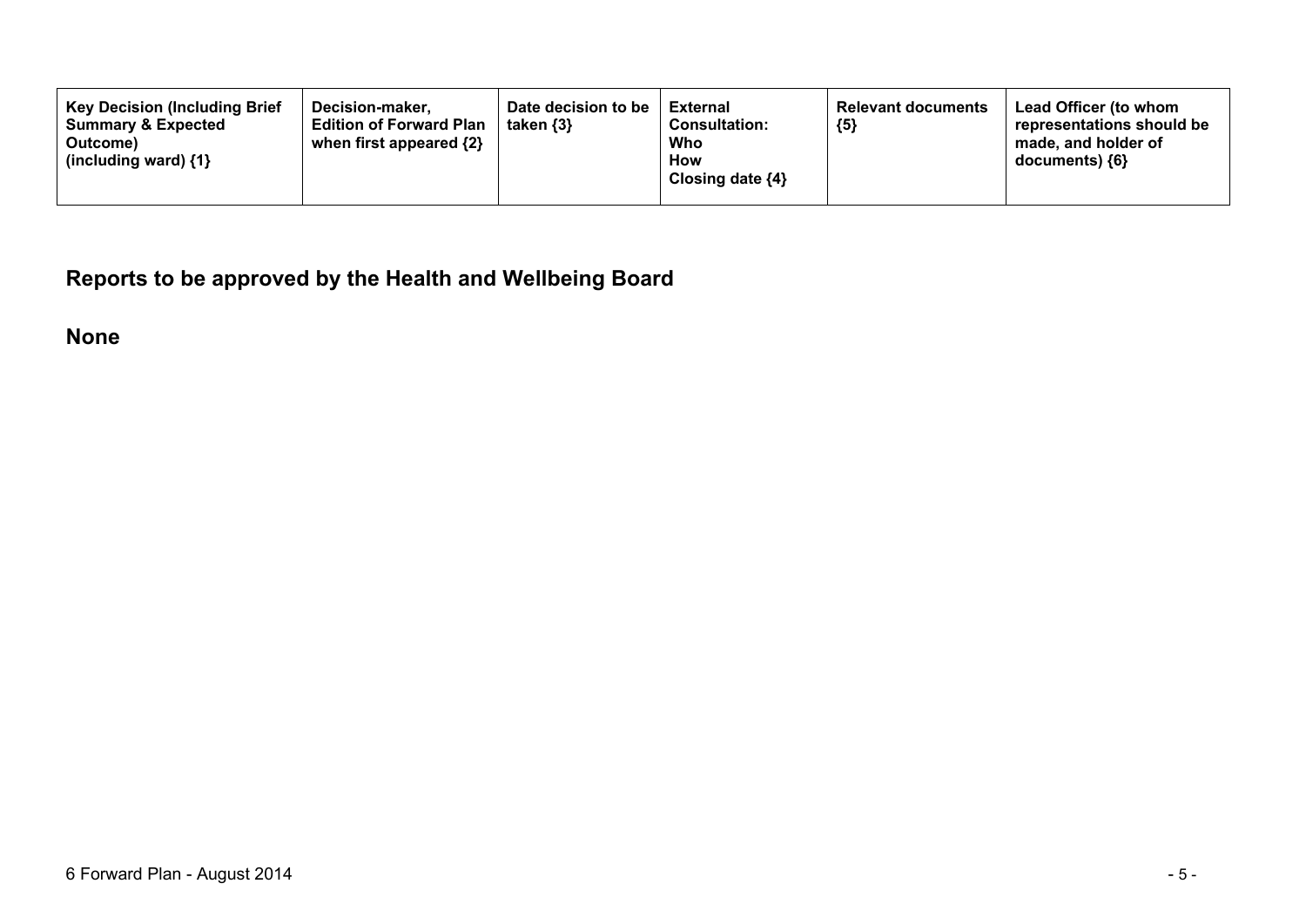| Key Decision (Including Brief Summary & Expected Outcome) (including ward) {1} | Decision-maker, Edition of Forward Plan when first appeared {2} | Date decision to be taken {3} | External Consultation: Who How Closing date {4} | Relevant documents {5} | Lead Officer (to whom representations should be made, and holder of documents) {6} |
|---|---|---|---|---|---|

## Reports to be approved by the Health and Wellbeing Board

**None**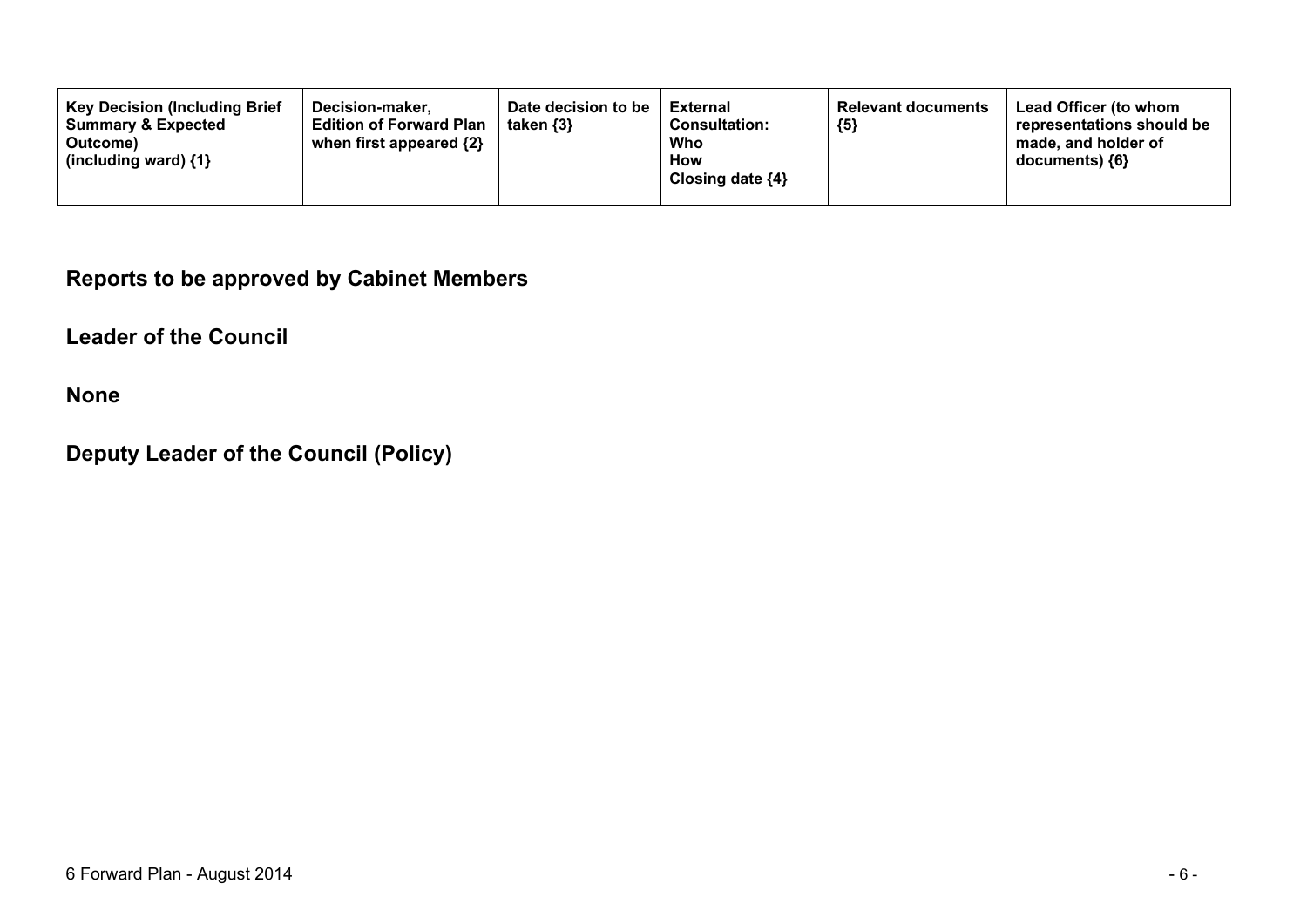| Key Decision (Including Brief Summary & Expected Outcome) (including ward) {1} | Decision-maker, Edition of Forward Plan when first appeared {2} | Date decision to be taken {3} | External Consultation: Who How Closing date {4} | Relevant documents {5} | Lead Officer (to whom representations should be made, and holder of documents) {6} |
|---|---|---|---|---|---|

## Reports to be approved by Cabinet Members

## Leader of the Council

## None

## Deputy Leader of the Council (Policy)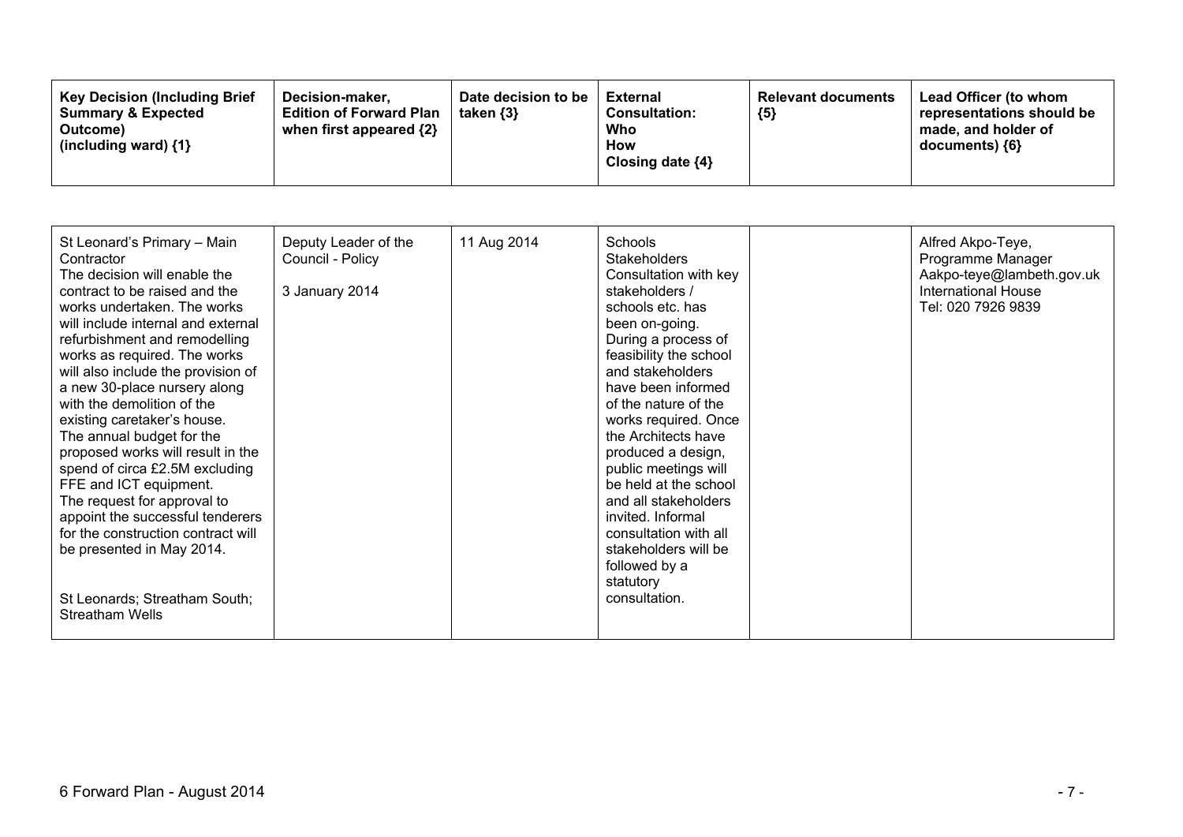| Key Decision (Including Brief Summary & Expected Outcome) (including ward) {1} | Decision-maker, Edition of Forward Plan when first appeared {2} | Date decision to be taken {3} | External Consultation: Who How Closing date {4} | Relevant documents {5} | Lead Officer (to whom representations should be made, and holder of documents) {6} |
|---|---|---|---|---|---|
| St Leonard's Primary – Main Contractor<br>The decision will enable the contract to be raised and the works undertaken. The works will include internal and external refurbishment and remodelling works as required. The works will also include the provision of a new 30-place nursery along with the demolition of the existing caretaker's house.<br>The annual budget for the proposed works will result in the spend of circa £2.5M excluding FFE and ICT equipment.<br>The request for approval to appoint the successful tenderers for the construction contract will be presented in May 2014.<br><br>St Leonards; Streatham South; Streatham Wells | Deputy Leader of the Council - Policy<br><br>3 January 2014 | 11 Aug 2014 | Schools Stakeholders<br>Consultation with key stakeholders / schools etc. has been on-going. During a process of feasibility the school and stakeholders have been informed of the nature of the works required. Once the Architects have produced a design, public meetings will be held at the school and all stakeholders invited. Informal consultation with all stakeholders will be followed by a statutory consultation. | | Alfred Akpo-Teye, Programme Manager<br>Aakpo-teye@lambeth.gov.uk<br>International House<br>Tel: 020 7926 9839 |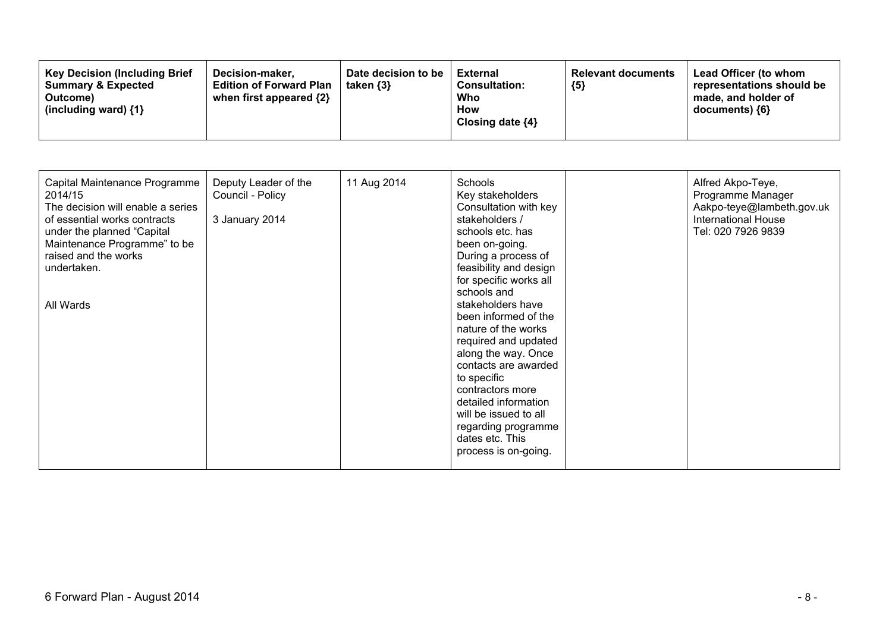| Key Decision (Including Brief Summary & Expected Outcome) (including ward) {1} | Decision-maker, Edition of Forward Plan when first appeared {2} | Date decision to be taken {3} | External Consultation: Who How Closing date {4} | Relevant documents {5} | Lead Officer (to whom representations should be made, and holder of documents) {6} |
|---|---|---|---|---|---|
| Capital Maintenance Programme 2014/15<br>The decision will enable a series of essential works contracts under the planned "Capital Maintenance Programme" to be raised and the works undertaken.<br><br>All Wards | Deputy Leader of the Council - Policy<br><br>3 January 2014 | 11 Aug 2014 | Schools<br>Key stakeholders<br>Consultation with key stakeholders / schools etc. has been on-going. During a process of feasibility and design for specific works all schools and stakeholders have been informed of the nature of the works required and updated along the way. Once contacts are awarded to specific contractors more detailed information will be issued to all regarding programme dates etc. This process is on-going. | | Alfred Akpo-Teye, Programme Manager<br>Aakpo-teye@lambeth.gov.uk<br>International House<br>Tel: 020 7926 9839 |

6 Forward Plan - August 2014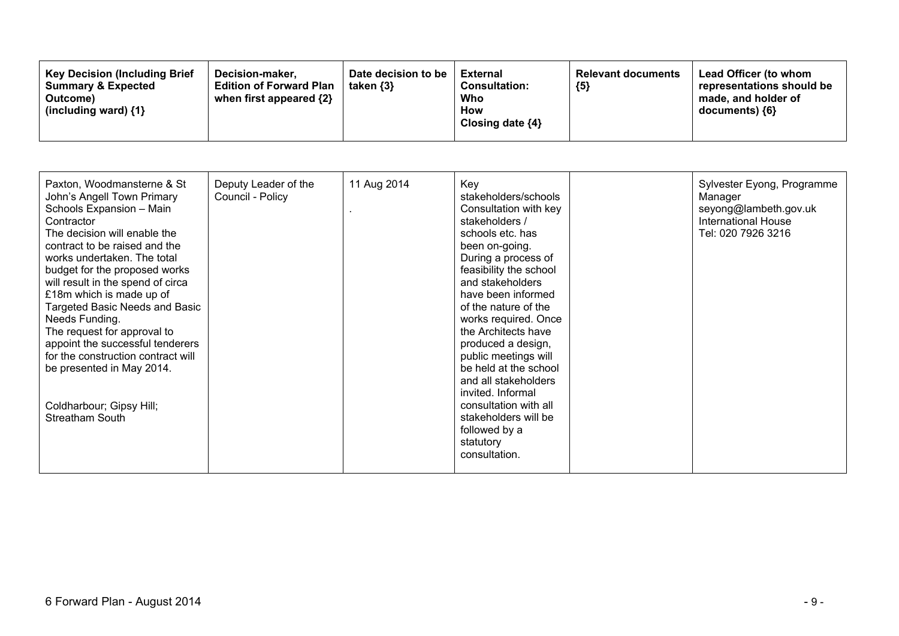| Key Decision (Including Brief Summary & Expected Outcome) (including ward) {1} | Decision-maker, Edition of Forward Plan when first appeared {2} | Date decision to be taken {3} | External Consultation: Who How Closing date {4} | Relevant documents {5} | Lead Officer (to whom representations should be made, and holder of documents) {6} |
|---|---|---|---|---|---|
| Paxton, Woodmansterne & St John's Angell Town Primary Schools Expansion – Main Contractor<br>The decision will enable the contract to be raised and the works undertaken. The total budget for the proposed works will result in the spend of circa £18m which is made up of Targeted Basic Needs and Basic Needs Funding.<br>The request for approval to appoint the successful tenderers for the construction contract will be presented in May 2014.<br><br>Coldharbour; Gipsy Hill; Streatham South | Deputy Leader of the Council - Policy | 11 Aug 2014<br>. | Key stakeholders/schools<br>Consultation with key stakeholders / schools etc. has been on-going. During a process of feasibility the school and stakeholders have been informed of the nature of the works required. Once the Architects have produced a design, public meetings will be held at the school and all stakeholders invited. Informal consultation with all stakeholders will be followed by a statutory consultation. | | Sylvester Eyong, Programme Manager<br>seyong@lambeth.gov.uk<br>International House<br>Tel: 020 7926 3216 |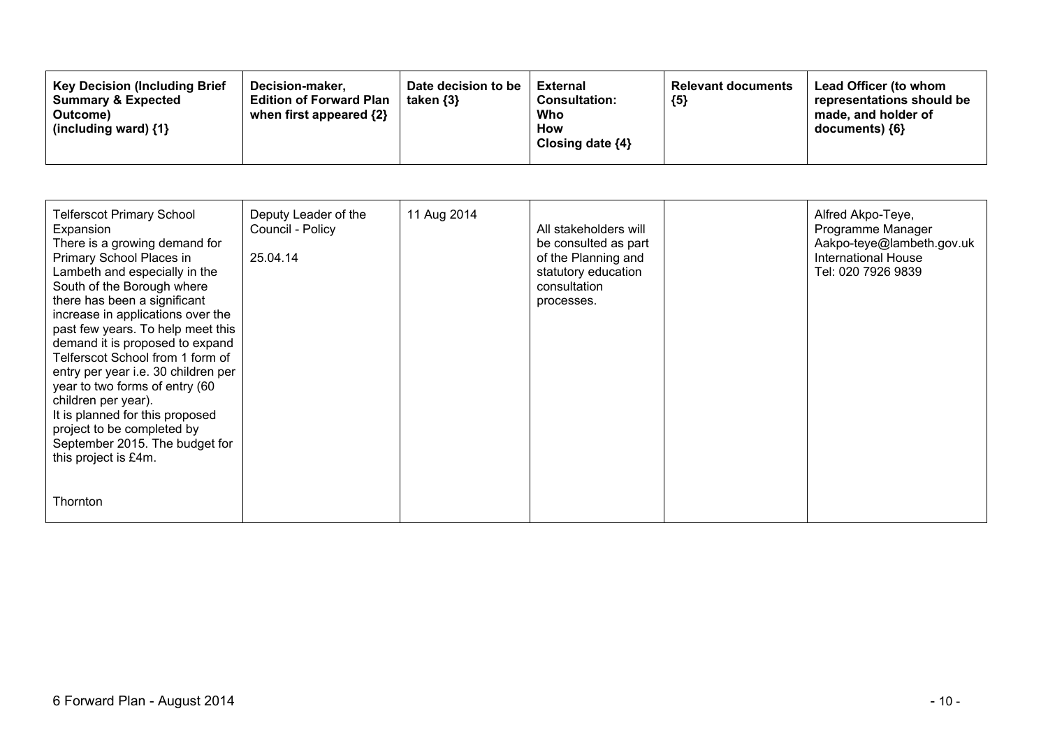| Key Decision (Including Brief Summary & Expected Outcome) (including ward) {1} | Decision-maker, Edition of Forward Plan when first appeared {2} | Date decision to be taken {3} | External Consultation: Who How Closing date {4} | Relevant documents {5} | Lead Officer (to whom representations should be made, and holder of documents) {6} |
|---|---|---|---|---|---|
| Telferscot Primary School Expansion<br>There is a growing demand for Primary School Places in Lambeth and especially in the South of the Borough where there has been a significant increase in applications over the past few years. To help meet this demand it is proposed to expand Telferscot School from 1 form of entry per year i.e. 30 children per year to two forms of entry (60 children per year).<br>It is planned for this proposed project to be completed by September 2015. The budget for this project is £4m.<br><br>Thornton | Deputy Leader of the Council - Policy<br><br>25.04.14 | 11 Aug 2014 | All stakeholders will be consulted as part of the Planning and statutory education consultation processes. | | Alfred Akpo-Teye, Programme Manager<br>Aakpo-teye@lambeth.gov.uk<br>International House<br>Tel: 020 7926 9839 |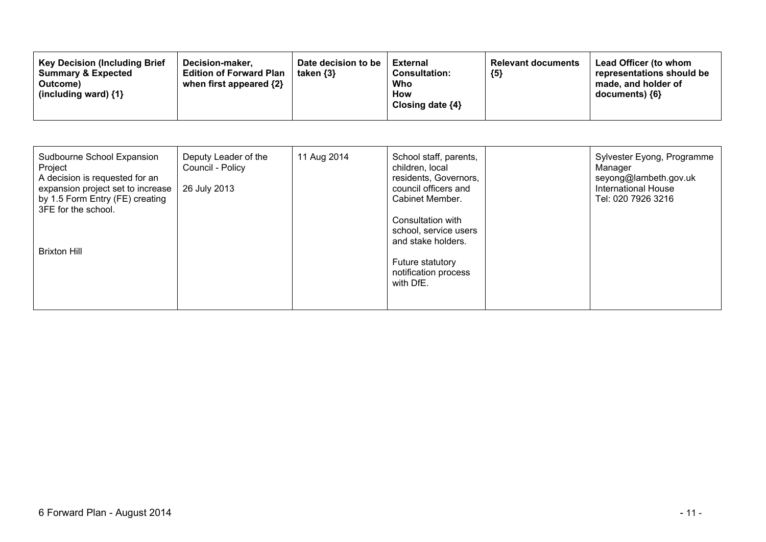| Key Decision (Including Brief Summary & Expected Outcome) (including ward) {1} | Decision-maker, Edition of Forward Plan when first appeared {2} | Date decision to be taken {3} | External Consultation: Who How Closing date {4} | Relevant documents {5} | Lead Officer (to whom representations should be made, and holder of documents) {6} |
|---|---|---|---|---|---|
| Sudbourne School Expansion Project<br>A decision is requested for an expansion project set to increase by 1.5 Form Entry (FE) creating 3FE for the school.<br><br>Brixton Hill | Deputy Leader of the Council - Policy<br><br>26 July 2013 | 11 Aug 2014 | School staff, parents, children, local residents, Governors, council officers and Cabinet Member.<br><br>Consultation with school, service users and stake holders.<br><br>Future statutory notification process with DfE. | | Sylvester Eyong, Programme Manager<br>seyong@lambeth.gov.uk<br>International House<br>Tel: 020 7926 3216 |

6 Forward Plan - August 2014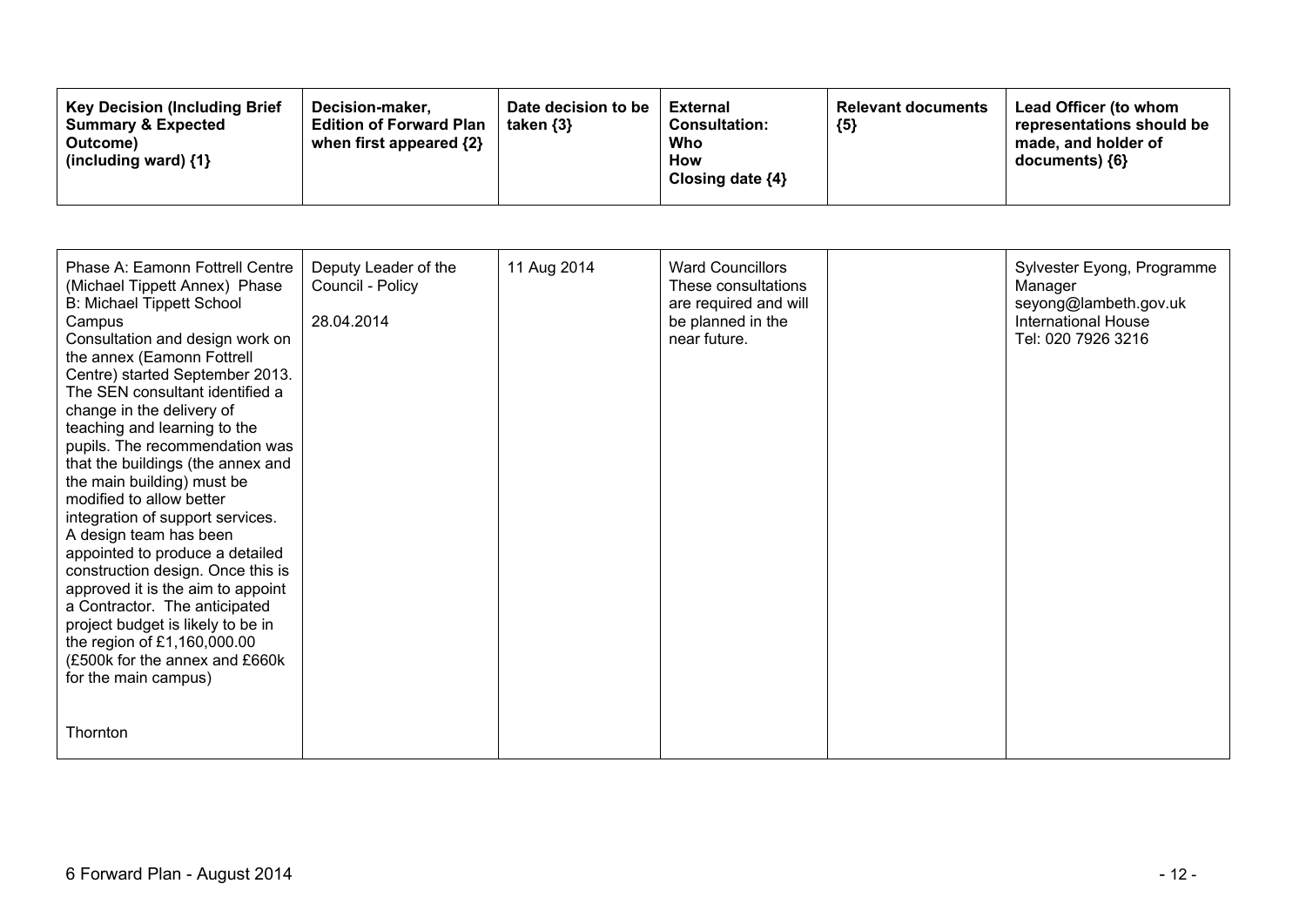| Key Decision (Including Brief Summary & Expected Outcome) (including ward) {1} | Decision-maker, Edition of Forward Plan when first appeared {2} | Date decision to be taken {3} | External Consultation: Who How Closing date {4} | Relevant documents {5} | Lead Officer (to whom representations should be made, and holder of documents) {6} |
|---|---|---|---|---|---|
| Phase A: Eamonn Fottrell Centre (Michael Tippett Annex) Phase B: Michael Tippett School Campus<br>Consultation and design work on the annex (Eamonn Fottrell Centre) started September 2013. The SEN consultant identified a change in the delivery of teaching and learning to the pupils. The recommendation was that the buildings (the annex and the main building) must be modified to allow better integration of support services. A design team has been appointed to produce a detailed construction design. Once this is approved it is the aim to appoint a Contractor. The anticipated project budget is likely to be in the region of £1,160,000.00 (£500k for the annex and £660k for the main campus)<br><br>Thornton | Deputy Leader of the Council - Policy<br><br>28.04.2014 | 11 Aug 2014 | Ward Councillors These consultations are required and will be planned in the near future. | | Sylvester Eyong, Programme Manager<br>seyong@lambeth.gov.uk<br>International House<br>Tel: 020 7926 3216 |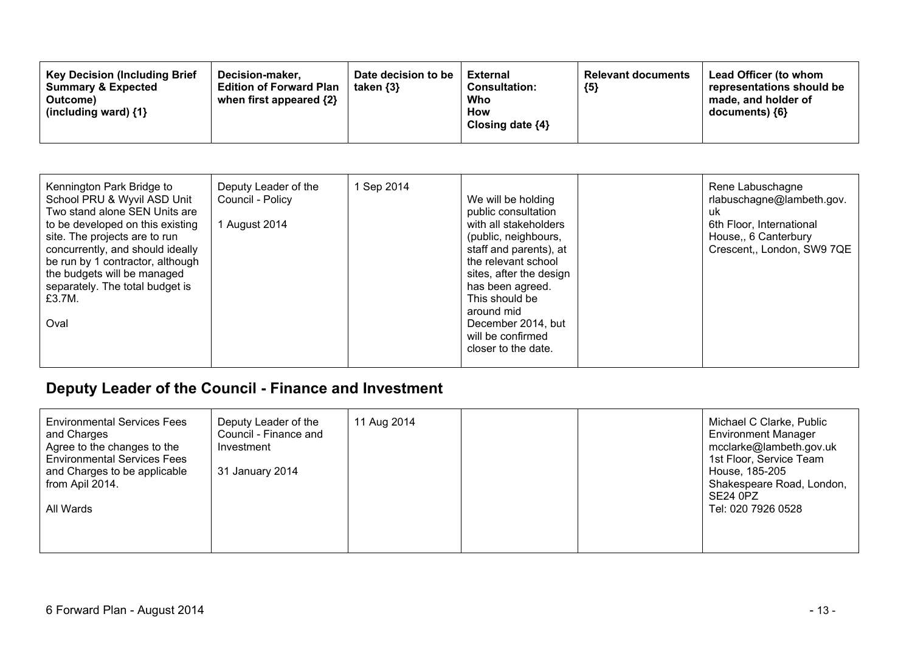| Key Decision (Including Brief Summary & Expected Outcome) (including ward) {1} | Decision-maker, Edition of Forward Plan when first appeared {2} | Date decision to be taken {3} | External Consultation: Who How Closing date {4} | Relevant documents {5} | Lead Officer (to whom representations should be made, and holder of documents) {6} |
|---|---|---|---|---|---|
| Kennington Park Bridge to School PRU & Wyvil ASD Unit<br>Two stand alone SEN Units are to be developed on this existing site. The projects are to run concurrently, and should ideally be run by 1 contractor, although the budgets will be managed separately. The total budget is £3.7M.<br><br>Oval | Deputy Leader of the Council - Policy<br><br>1 August 2014 | 1 Sep 2014 | We will be holding public consultation with all stakeholders (public, neighbours, staff and parents), at the relevant school sites, after the design has been agreed. This should be around mid December 2014, but will be confirmed closer to the date. | | Rene Labuschagne<br>rlabuschagne@lambeth.gov.uk<br>6th Floor, International House,, 6 Canterbury Crescent,, London, SW9 7QE |

## Deputy Leader of the Council - Finance and Investment

| Key Decision (Including Brief Summary & Expected Outcome) (including ward) {1} | Decision-maker, Edition of Forward Plan when first appeared {2} | Date decision to be taken {3} | External Consultation: Who How Closing date {4} | Relevant documents {5} | Lead Officer (to whom representations should be made, and holder of documents) {6} |
|---|---|---|---|---|---|
| Environmental Services Fees and Charges<br>Agree to the changes to the Environmental Services Fees and Charges to be applicable from Apil 2014.<br><br>All Wards | Deputy Leader of the Council - Finance and Investment<br><br>31 January 2014 | 11 Aug 2014 | | | Michael C Clarke, Public Environment Manager<br>mcclarke@lambeth.gov.uk<br>1st Floor, Service Team House, 185-205 Shakespeare Road, London, SE24 0PZ<br>Tel: 020 7926 0528 |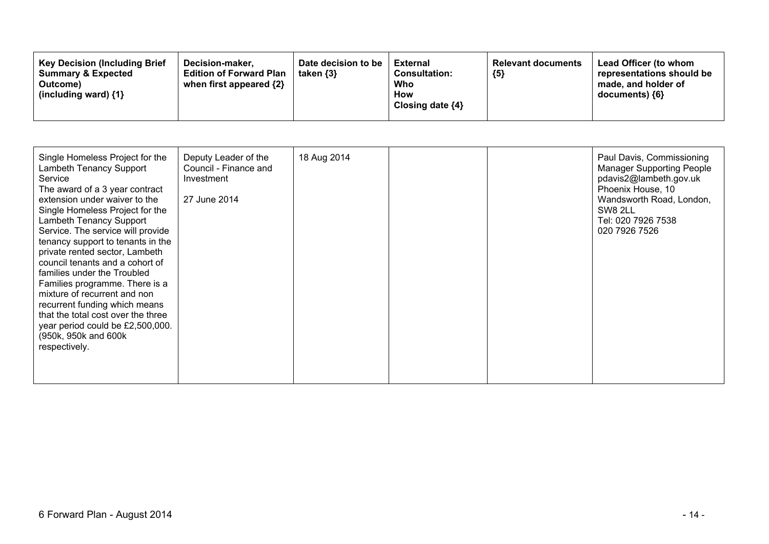| Key Decision (Including Brief Summary & Expected Outcome) (including ward) {1} | Decision-maker, Edition of Forward Plan when first appeared {2} | Date decision to be taken {3} | External Consultation: Who How Closing date {4} | Relevant documents {5} | Lead Officer (to whom representations should be made, and holder of documents) {6} |
|---|---|---|---|---|---|
| Single Homeless Project for the Lambeth Tenancy Support Service<br>The award of a 3 year contract extension under waiver to the Single Homeless Project for the Lambeth Tenancy Support Service. The service will provide tenancy support to tenants in the private rented sector, Lambeth council tenants and a cohort of families under the Troubled Families programme. There is a mixture of recurrent and non recurrent funding which means that the total cost over the three year period could be £2,500,000. (950k, 950k and 600k respectively. | Deputy Leader of the Council - Finance and Investment<br><br>27 June 2014 | 18 Aug 2014 | | | Paul Davis, Commissioning Manager Supporting People<br>pdavis2@lambeth.gov.uk<br>Phoenix House, 10 Wandsworth Road, London, SW8 2LL<br>Tel: 020 7926 7538<br>020 7926 7526 |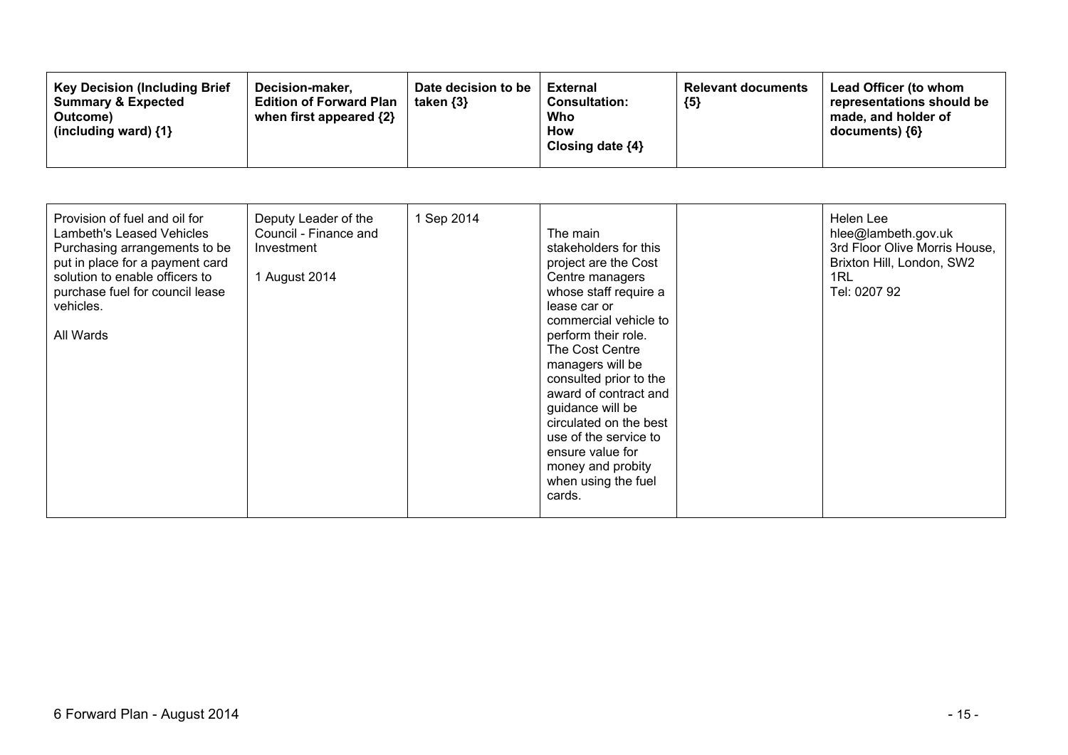| Key Decision (Including Brief Summary & Expected Outcome) (including ward) {1} | Decision-maker, Edition of Forward Plan when first appeared {2} | Date decision to be taken {3} | External Consultation: Who How Closing date {4} | Relevant documents {5} | Lead Officer (to whom representations should be made, and holder of documents) {6} |
|---|---|---|---|---|---|
| Provision of fuel and oil for Lambeth's Leased Vehicles Purchasing arrangements to be put in place for a payment card solution to enable officers to purchase fuel for council lease vehicles.<br><br>All Wards | Deputy Leader of the Council - Finance and Investment<br><br>1 August 2014 | 1 Sep 2014 | The main stakeholders for this project are the Cost Centre managers whose staff require a lease car or commercial vehicle to perform their role. The Cost Centre managers will be consulted prior to the award of contract and guidance will be circulated on the best use of the service to ensure value for money and probity when using the fuel cards. | | Helen Lee<br>hlee@lambeth.gov.uk<br>3rd Floor Olive Morris House, Brixton Hill, London, SW2 1RL<br>Tel: 0207 92 |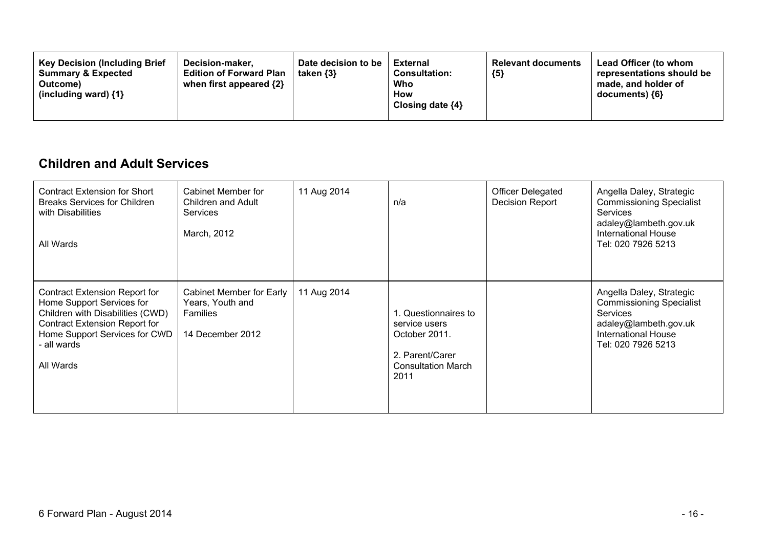| Key Decision (Including Brief Summary & Expected Outcome) (including ward) {1} | Decision-maker, Edition of Forward Plan when first appeared {2} | Date decision to be taken {3} | External Consultation: Who How Closing date {4} | Relevant documents {5} | Lead Officer (to whom representations should be made, and holder of documents) {6} |
|---|---|---|---|---|---|

## Children and Adult Services

| Key Decision (Including Brief Summary & Expected Outcome) (including ward) {1} | Decision-maker, Edition of Forward Plan when first appeared {2} | Date decision to be taken {3} | External Consultation: Who How Closing date {4} | Relevant documents {5} | Lead Officer (to whom representations should be made, and holder of documents) {6} |
|---|---|---|---|---|---|
| Contract Extension for Short Breaks Services for Children with Disabilities<br><br>All Wards | Cabinet Member for Children and Adult Services<br><br>March, 2012 | 11 Aug 2014 | n/a | Officer Delegated Decision Report | Angella Daley, Strategic Commissioning Specialist Services<br>adaley@lambeth.gov.uk<br>International House<br>Tel: 020 7926 5213 |
| Contract Extension Report for Home Support Services for Children with Disabilities (CWD) Contract Extension Report for Home Support Services for CWD - all wards<br><br>All Wards | Cabinet Member for Early Years, Youth and Families<br><br>14 December 2012 | 11 Aug 2014 | 1. Questionnaires to service users October 2011.<br><br>2. Parent/Carer Consultation March 2011 | | Angella Daley, Strategic Commissioning Specialist Services<br>adaley@lambeth.gov.uk<br>International House<br>Tel: 020 7926 5213 |

6 Forward Plan - August 2014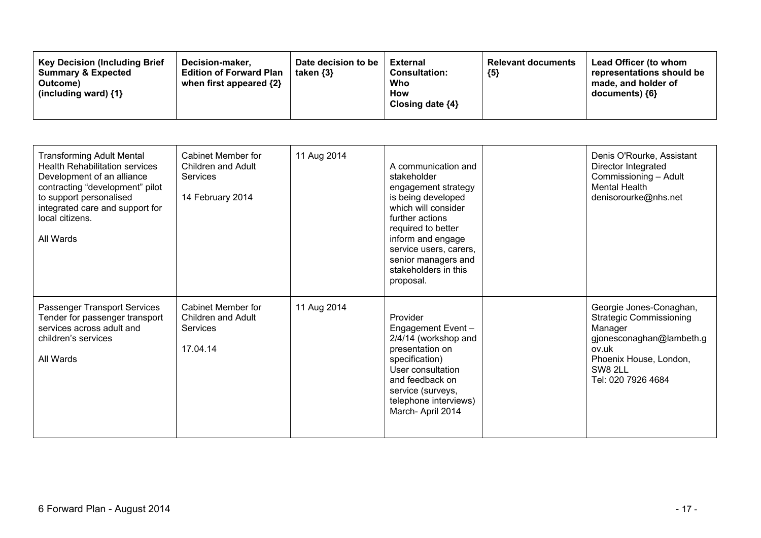| Key Decision (Including Brief Summary & Expected Outcome) (including ward) {1} | Decision-maker, Edition of Forward Plan when first appeared {2} | Date decision to be taken {3} | External Consultation: Who How Closing date {4} | Relevant documents {5} | Lead Officer (to whom representations should be made, and holder of documents) {6} |
|---|---|---|---|---|---|
| Transforming Adult Mental Health Rehabilitation services Development of an alliance contracting "development" pilot to support personalised integrated care and support for local citizens.<br><br>All Wards | Cabinet Member for Children and Adult Services<br><br>14 February 2014 | 11 Aug 2014 | A communication and stakeholder engagement strategy is being developed which will consider further actions required to better inform and engage service users, carers, senior managers and stakeholders in this proposal. | | Denis O'Rourke, Assistant Director Integrated Commissioning – Adult Mental Health denisorourke@nhs.net |
| Passenger Transport Services Tender for passenger transport services across adult and children's services<br><br>All Wards | Cabinet Member for Children and Adult Services<br><br>17.04.14 | 11 Aug 2014 | Provider Engagement Event – 2/4/14 (workshop and presentation on specification) User consultation and feedback on service (surveys, telephone interviews) March- April 2014 | | Georgie Jones-Conaghan, Strategic Commissioning Manager gjonesconaghan@lambeth.gov.uk Phoenix House, London, SW8 2LL Tel: 020 7926 4684 |

6 Forward Plan - August 2014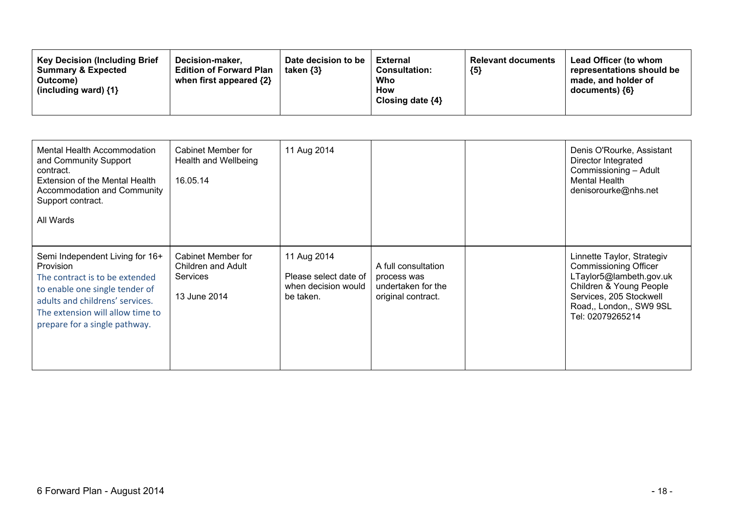| Key Decision (Including Brief Summary & Expected Outcome) (including ward) {1} | Decision-maker, Edition of Forward Plan when first appeared {2} | Date decision to be taken {3} | External Consultation: Who How Closing date {4} | Relevant documents {5} | Lead Officer (to whom representations should be made, and holder of documents) {6} |
|---|---|---|---|---|---|
| Mental Health Accommodation and Community Support contract.<br>Extension of the Mental Health Accommodation and Community Support contract.<br><br>All Wards | Cabinet Member for Health and Wellbeing<br><br>16.05.14 | 11 Aug 2014 | | | Denis O'Rourke, Assistant Director Integrated Commissioning – Adult Mental Health<br>denisorourke@nhs.net |
| Semi Independent Living for 16+ Provision<br>The contract is to be extended to enable one single tender of adults and childrens' services. The extension will allow time to prepare for a single pathway. | Cabinet Member for Children and Adult Services<br><br>13 June 2014 | 11 Aug 2014<br>Please select date of when decision would be taken. | A full consultation process was undertaken for the original contract. | | Linnette Taylor, Strategiv Commissioning Officer<br>LTaylor5@lambeth.gov.uk<br>Children & Young People Services, 205 Stockwell Road,, London,, SW9 9SL<br>Tel: 02079265214 |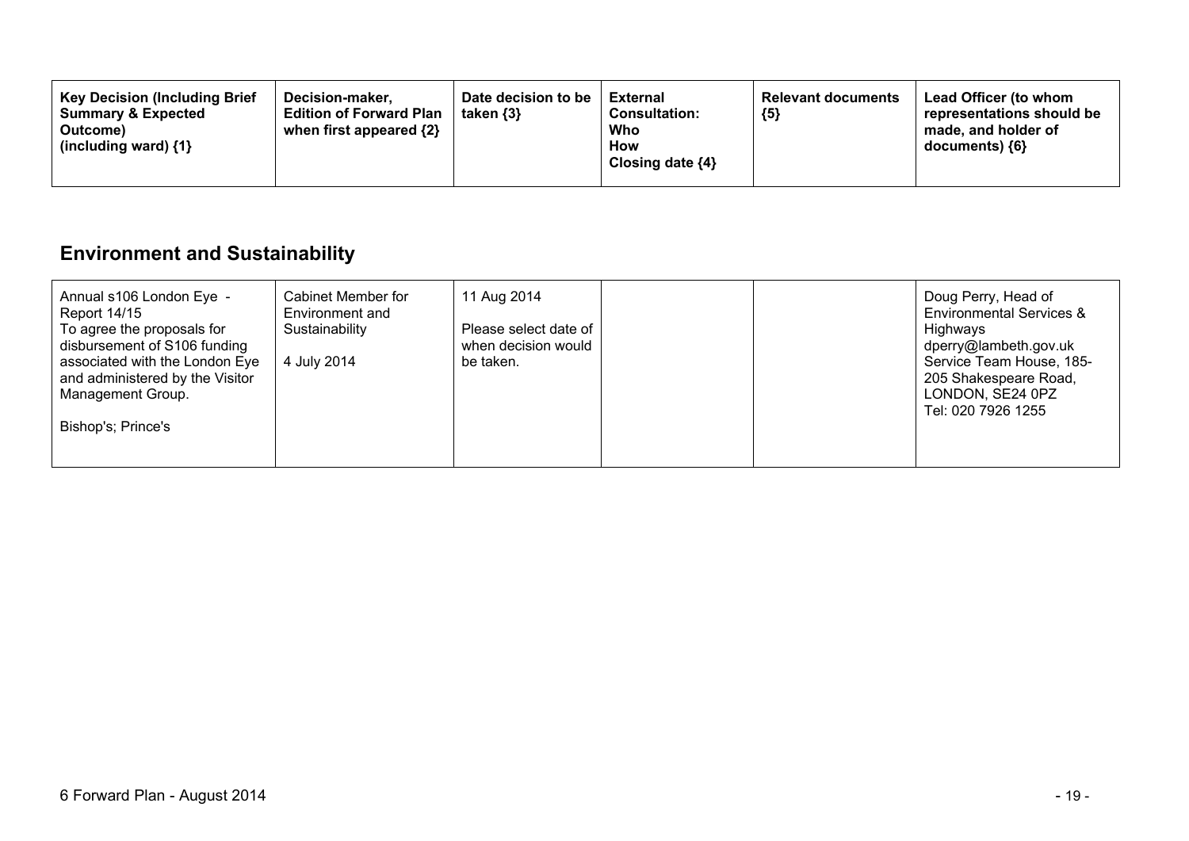| Key Decision (Including Brief Summary & Expected Outcome) (including ward) {1} | Decision-maker, Edition of Forward Plan when first appeared {2} | Date decision to be taken {3} | External Consultation: Who How Closing date {4} | Relevant documents {5} | Lead Officer (to whom representations should be made, and holder of documents) {6} |
|---|---|---|---|---|---|

## Environment and Sustainability

| | | | | | |
|---|---|---|---|---|---|
| Annual s106 London Eye - Report 14/15<br>To agree the proposals for disbursement of S106 funding associated with the London Eye and administered by the Visitor Management Group.<br><br>Bishop's; Prince's | Cabinet Member for Environment and Sustainability<br><br>4 July 2014 | 11 Aug 2014<br><br>Please select date of when decision would be taken. | | | Doug Perry, Head of Environmental Services & Highways<br>dperry@lambeth.gov.uk<br>Service Team House, 185-205 Shakespeare Road, LONDON, SE24 0PZ<br>Tel: 020 7926 1255 |

6 Forward Plan - August 2014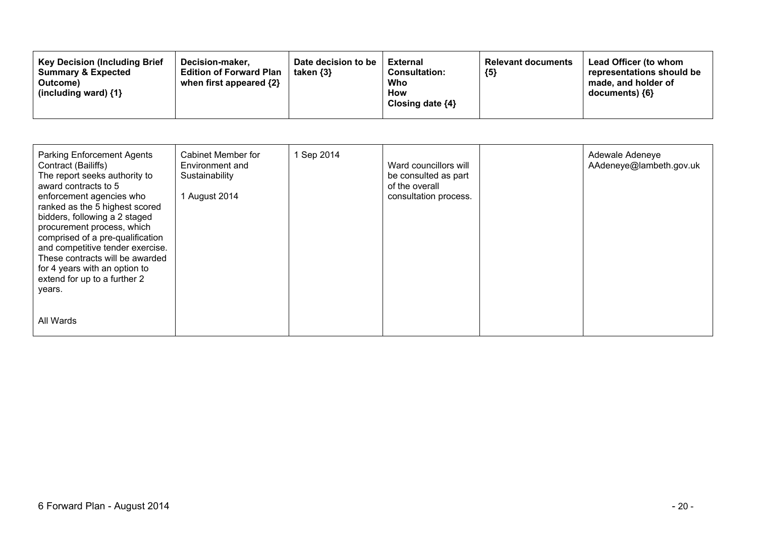| Key Decision (Including Brief Summary & Expected Outcome) (including ward) {1} | Decision-maker, Edition of Forward Plan when first appeared {2} | Date decision to be taken {3} | External Consultation: Who How Closing date {4} | Relevant documents {5} | Lead Officer (to whom representations should be made, and holder of documents) {6} |
|---|---|---|---|---|---|
| Parking Enforcement Agents Contract (Bailiffs)<br>The report seeks authority to award contracts to 5 enforcement agencies who ranked as the 5 highest scored bidders, following a 2 staged procurement process, which comprised of a pre-qualification and competitive tender exercise. These contracts will be awarded for 4 years with an option to extend for up to a further 2 years.<br><br>All Wards | Cabinet Member for Environment and Sustainability<br><br>1 August 2014 | 1 Sep 2014 | Ward councillors will be consulted as part of the overall consultation process. | | Adewale Adeneye<br>AAdeneye@lambeth.gov.uk |

6 Forward Plan - August 2014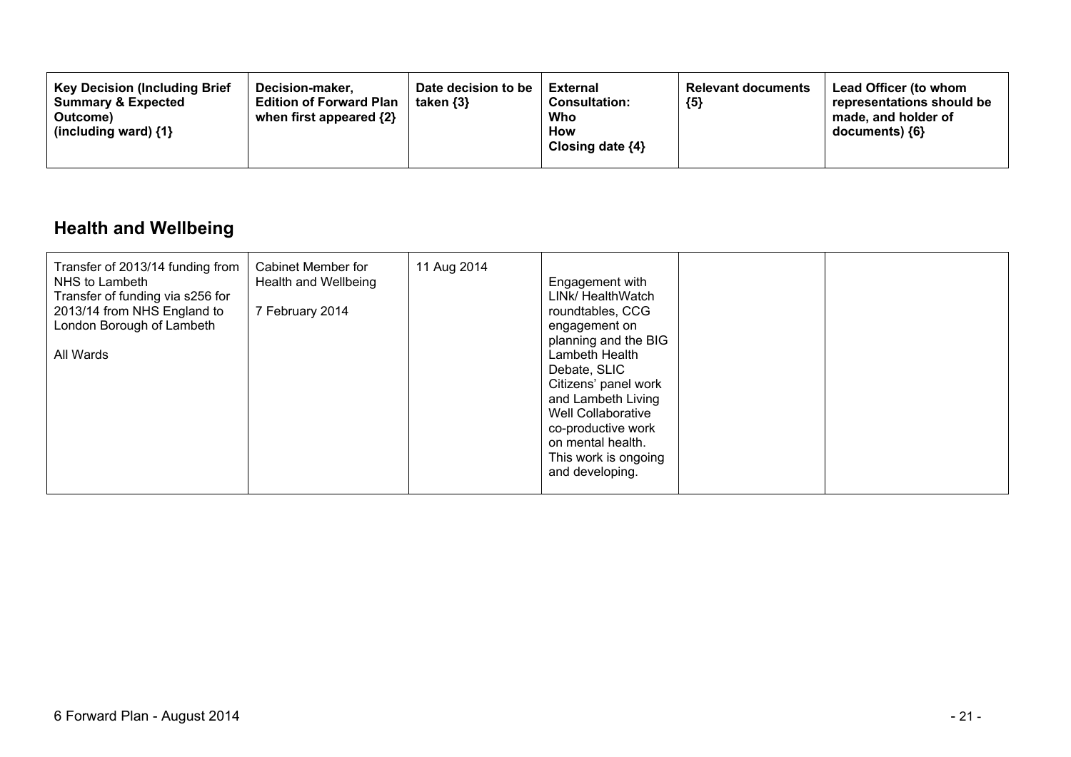| Key Decision (Including Brief Summary & Expected Outcome) (including ward) {1} | Decision-maker, Edition of Forward Plan when first appeared {2} | Date decision to be taken {3} | External Consultation: Who How Closing date {4} | Relevant documents {5} | Lead Officer (to whom representations should be made, and holder of documents) {6} |
|---|---|---|---|---|---|

## Health and Wellbeing

| Key Decision (Including Brief Summary & Expected Outcome) (including ward) {1} | Decision-maker, Edition of Forward Plan when first appeared {2} | Date decision to be taken {3} | External Consultation: Who How Closing date {4} | Relevant documents {5} | Lead Officer (to whom representations should be made, and holder of documents) {6} |
|---|---|---|---|---|---|
| Transfer of 2013/14 funding from NHS to Lambeth<br>Transfer of funding via s256 for 2013/14 from NHS England to London Borough of Lambeth<br><br>All Wards | Cabinet Member for Health and Wellbeing<br><br>7 February 2014 | 11 Aug 2014 | Engagement with LINk/ HealthWatch roundtables, CCG engagement on planning and the BIG Lambeth Health Debate, SLIC Citizens' panel work and Lambeth Living Well Collaborative co-productive work on mental health. This work is ongoing and developing. | | |

6 Forward Plan - August 2014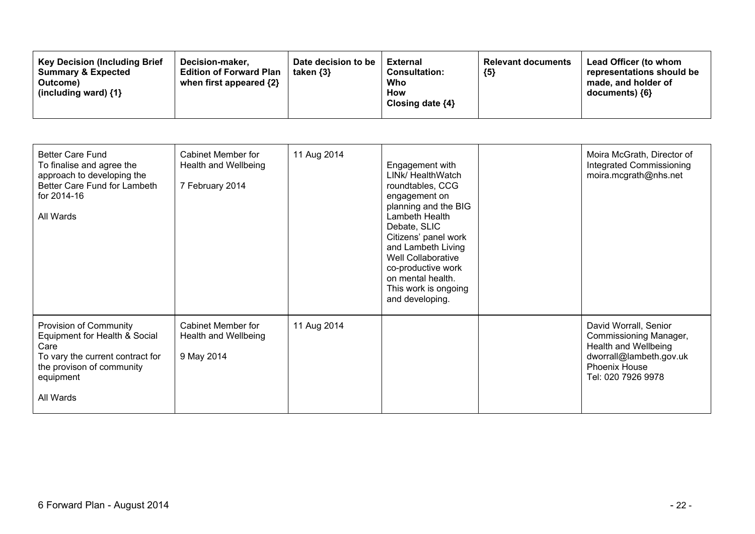| Key Decision (Including Brief Summary & Expected Outcome) (including ward) {1} | Decision-maker, Edition of Forward Plan when first appeared {2} | Date decision to be taken {3} | External Consultation: Who How Closing date {4} | Relevant documents {5} | Lead Officer (to whom representations should be made, and holder of documents) {6} |
|---|---|---|---|---|---|
| Better Care Fund<br>To finalise and agree the approach to developing the Better Care Fund for Lambeth for 2014-16<br><br>All Wards | Cabinet Member for Health and Wellbeing<br><br>7 February 2014 | 11 Aug 2014 | Engagement with LINk/ HealthWatch roundtables, CCG engagement on planning and the BIG Lambeth Health Debate, SLIC Citizens' panel work and Lambeth Living Well Collaborative co-productive work on mental health. This work is ongoing and developing. | | Moira McGrath, Director of Integrated Commissioning<br>moira.mcgrath@nhs.net |
| Provision of Community Equipment for Health & Social Care<br>To vary the current contract for the provison of community equipment<br><br>All Wards | Cabinet Member for Health and Wellbeing<br><br>9 May 2014 | 11 Aug 2014 | | | David Worrall, Senior Commissioning Manager, Health and Wellbeing<br>dworrall@lambeth.gov.uk<br>Phoenix House<br>Tel: 020 7926 9978 |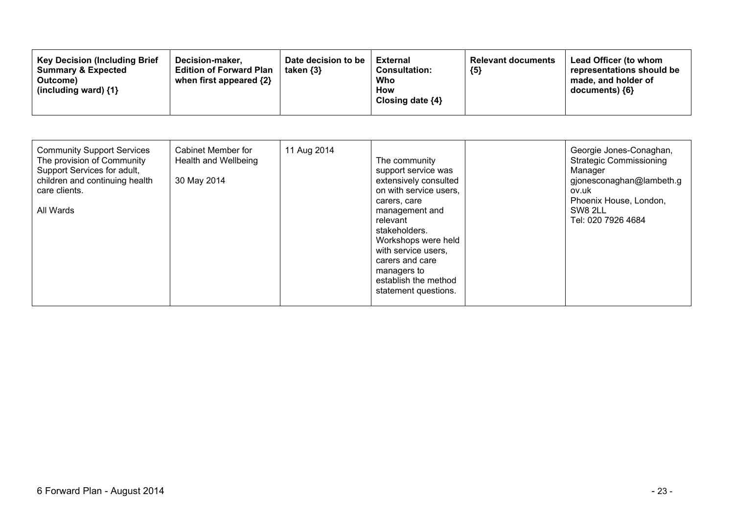| Key Decision (Including Brief Summary & Expected Outcome) (including ward) {1} | Decision-maker, Edition of Forward Plan when first appeared {2} | Date decision to be taken {3} | External Consultation: Who How Closing date {4} | Relevant documents {5} | Lead Officer (to whom representations should be made, and holder of documents) {6} |
|---|---|---|---|---|---|
| Community Support Services<br>The provision of Community Support Services for adult, children and continuing health care clients.<br><br>All Wards | Cabinet Member for Health and Wellbeing<br><br>30 May 2014 | 11 Aug 2014 | The community support service was extensively consulted on with service users, carers, care management and relevant stakeholders. Workshops were held with service users, carers and care managers to establish the method statement questions. | | Georgie Jones-Conaghan, Strategic Commissioning Manager<br>gjonesconaghan@lambeth.gov.uk<br>Phoenix House, London, SW8 2LL<br>Tel: 020 7926 4684 |

6 Forward Plan - August 2014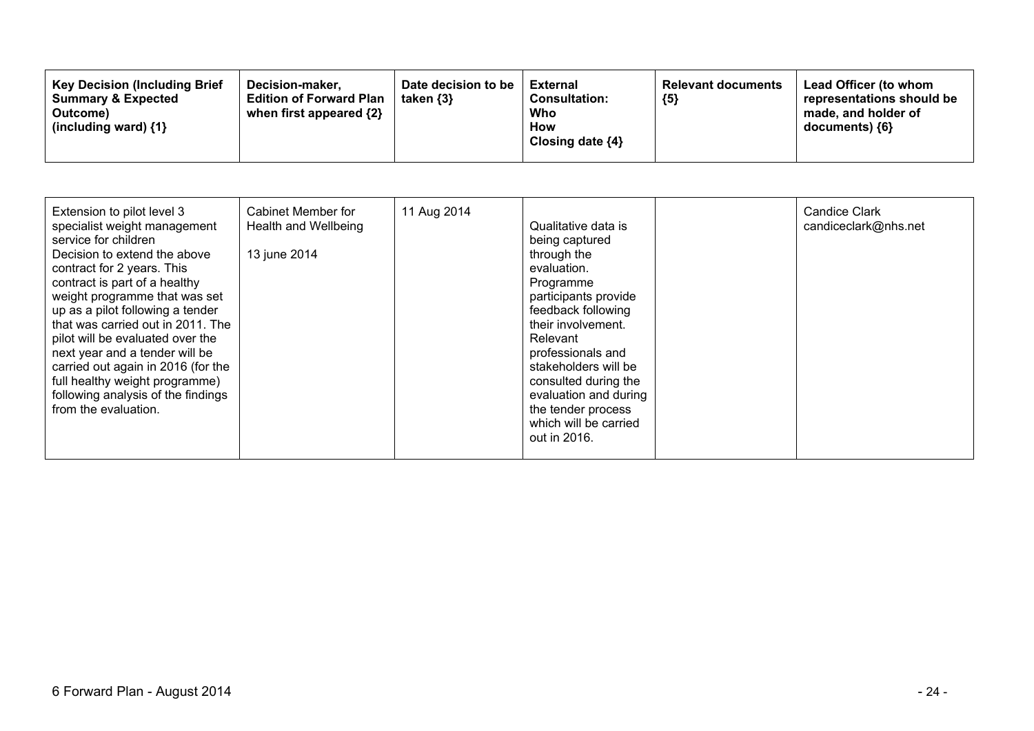| Key Decision (Including Brief Summary & Expected Outcome) (including ward) {1} | Decision-maker, Edition of Forward Plan when first appeared {2} | Date decision to be taken {3} | External Consultation: Who How Closing date {4} | Relevant documents {5} | Lead Officer (to whom representations should be made, and holder of documents) {6} |
|---|---|---|---|---|---|
| Extension to pilot level 3 specialist weight management service for children<br>Decision to extend the above contract for 2 years. This contract is part of a healthy weight programme that was set up as a pilot following a tender that was carried out in 2011. The pilot will be evaluated over the next year and a tender will be carried out again in 2016 (for the full healthy weight programme) following analysis of the findings from the evaluation. | Cabinet Member for Health and Wellbeing<br><br>13 june 2014 | 11 Aug 2014 | Qualitative data is being captured through the evaluation. Programme participants provide feedback following their involvement. Relevant professionals and stakeholders will be consulted during the evaluation and during the tender process which will be carried out in 2016. | | Candice Clark<br>candiceclark@nhs.net |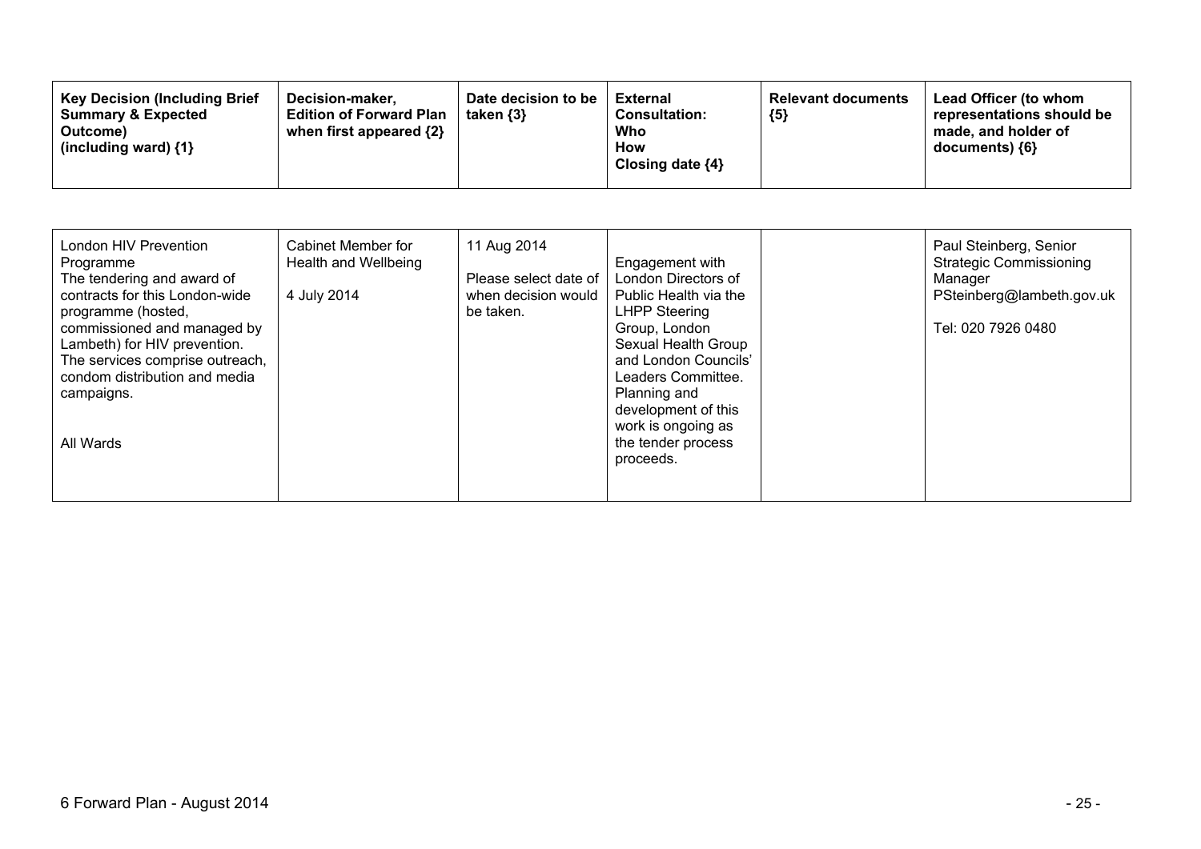| Key Decision (Including Brief Summary & Expected Outcome) (including ward) {1} | Decision-maker, Edition of Forward Plan when first appeared {2} | Date decision to be taken {3} | External Consultation: Who How Closing date {4} | Relevant documents {5} | Lead Officer (to whom representations should be made, and holder of documents) {6} |
|---|---|---|---|---|---|
| London HIV Prevention Programme<br>The tendering and award of contracts for this London-wide programme (hosted, commissioned and managed by Lambeth) for HIV prevention. The services comprise outreach, condom distribution and media campaigns.<br><br>All Wards | Cabinet Member for Health and Wellbeing<br><br>4 July 2014 | 11 Aug 2014<br><br>Please select date of when decision would be taken. | Engagement with London Directors of Public Health via the LHPP Steering Group, London Sexual Health Group and London Councils' Leaders Committee. Planning and development of this work is ongoing as the tender process proceeds. | | Paul Steinberg, Senior Strategic Commissioning Manager<br>PSteinberg@lambeth.gov.uk<br><br>Tel: 020 7926 0480 |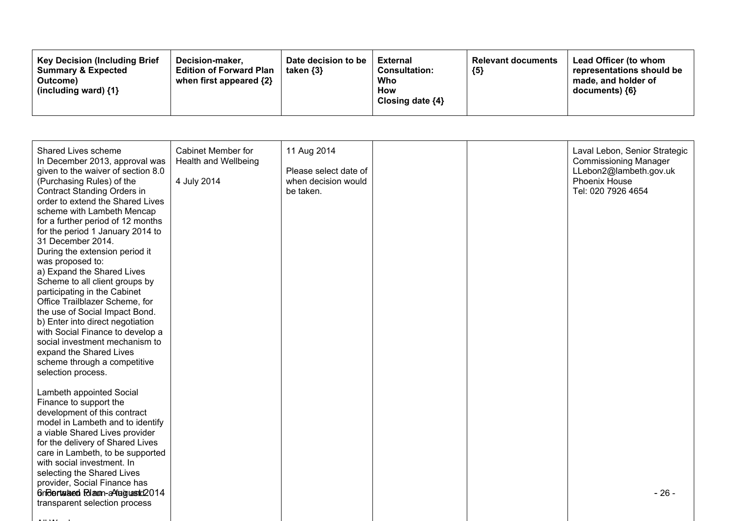| Key Decision (Including Brief Summary & Expected Outcome) (including ward) {1} | Decision-maker, Edition of Forward Plan when first appeared {2} | Date decision to be taken {3} | External Consultation: Who How Closing date {4} | Relevant documents {5} | Lead Officer (to whom representations should be made, and holder of documents) {6} |
|---|---|---|---|---|---|
| Shared Lives scheme<br>In December 2013, approval was given to the waiver of section 8.0 (Purchasing Rules) of the Contract Standing Orders in order to extend the Shared Lives scheme with Lambeth Mencap for a further period of 12 months for the period 1 January 2014 to 31 December 2014.<br>During the extension period it was proposed to:<br>a) Expand the Shared Lives Scheme to all client groups by participating in the Cabinet Office Trailblazer Scheme, for the use of Social Impact Bond.<br>b) Enter into direct negotiation with Social Finance to develop a social investment mechanism to expand the Shared Lives scheme through a competitive selection process.<br><br>Lambeth appointed Social Finance to support the development of this contract model in Lambeth and to identify a viable Shared Lives provider for the delivery of Shared Lives care in Lambeth, to be supported with social investment. In selecting the Shared Lives provider, Social Finance has undertaken to run a fair and transparent selection process | Cabinet Member for Health and Wellbeing<br><br>4 July 2014 | 11 Aug 2014<br><br>Please select date of when decision would be taken. | | | Laval Lebon, Senior Strategic Commissioning Manager<br>LLebon2@lambeth.gov.uk<br>Phoenix House<br>Tel: 020 7926 4654 |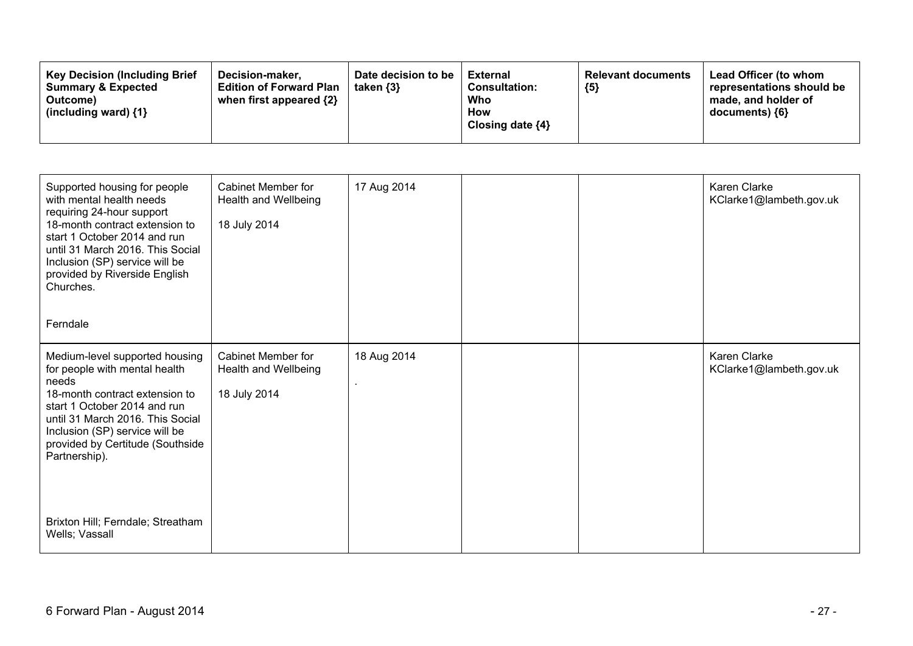| Key Decision (Including Brief Summary & Expected Outcome) (including ward) {1} | Decision-maker, Edition of Forward Plan when first appeared {2} | Date decision to be taken {3} | External Consultation: Who How Closing date {4} | Relevant documents {5} | Lead Officer (to whom representations should be made, and holder of documents) {6} |
|---|---|---|---|---|---|
| Supported housing for people with mental health needs requiring 24-hour support<br>18-month contract extension to start 1 October 2014 and run until 31 March 2016. This Social Inclusion (SP) service will be provided by Riverside English Churches.<br><br>Ferndale | Cabinet Member for Health and Wellbeing<br><br>18 July 2014 | 17 Aug 2014 | | | Karen Clarke<br>KClarke1@lambeth.gov.uk |
| Medium-level supported housing for people with mental health needs<br>18-month contract extension to start 1 October 2014 and run until 31 March 2016. This Social Inclusion (SP) service will be provided by Certitude (Southside Partnership).<br><br>Brixton Hill; Ferndale; Streatham Wells; Vassall | Cabinet Member for Health and Wellbeing<br><br>18 July 2014 | 18 Aug 2014<br>. | | | Karen Clarke<br>KClarke1@lambeth.gov.uk |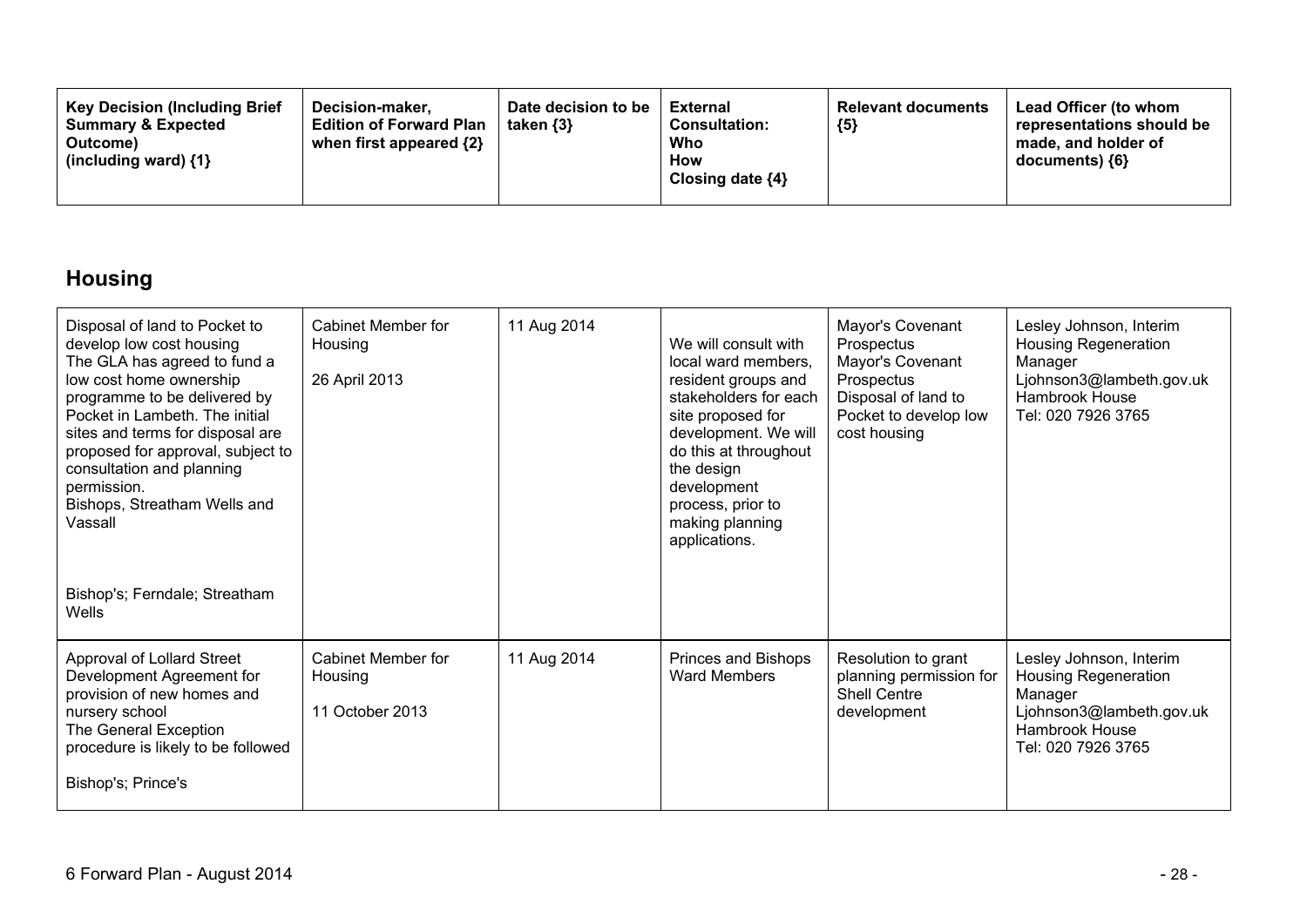| Key Decision (Including Brief Summary & Expected Outcome) (including ward) {1} | Decision-maker, Edition of Forward Plan when first appeared {2} | Date decision to be taken {3} | External Consultation: Who How Closing date {4} | Relevant documents {5} | Lead Officer (to whom representations should be made, and holder of documents) {6} |
|---|---|---|---|---|---|

## Housing

| Key Decision (Including Brief Summary & Expected Outcome) (including ward) {1} | Decision-maker, Edition of Forward Plan when first appeared {2} | Date decision to be taken {3} | External Consultation: Who How Closing date {4} | Relevant documents {5} | Lead Officer (to whom representations should be made, and holder of documents) {6} |
|---|---|---|---|---|---|
| Disposal of land to Pocket to develop low cost housing<br>The GLA has agreed to fund a low cost home ownership programme to be delivered by Pocket in Lambeth. The initial sites and terms for disposal are proposed for approval, subject to consultation and planning permission.<br>Bishops, Streatham Wells and Vassall<br><br>Bishop's; Ferndale; Streatham Wells | Cabinet Member for Housing<br><br>26 April 2013 | 11 Aug 2014 | We will consult with local ward members, resident groups and stakeholders for each site proposed for development. We will do this at throughout the design development process, prior to making planning applications. | Mayor's Covenant Prospectus<br>Mayor's Covenant Prospectus<br>Disposal of land to Pocket to develop low cost housing | Lesley Johnson, Interim Housing Regeneration Manager<br>Ljohnson3@lambeth.gov.uk<br>Hambrook House<br>Tel: 020 7926 3765 |
| Approval of Lollard Street Development Agreement for provision of new homes and nursery school<br>The General Exception procedure is likely to be followed<br><br>Bishop's; Prince's | Cabinet Member for Housing<br><br>11 October 2013 | 11 Aug 2014 | Princes and Bishops Ward Members | Resolution to grant planning permission for Shell Centre development | Lesley Johnson, Interim Housing Regeneration Manager<br>Ljohnson3@lambeth.gov.uk<br>Hambrook House<br>Tel: 020 7926 3765 |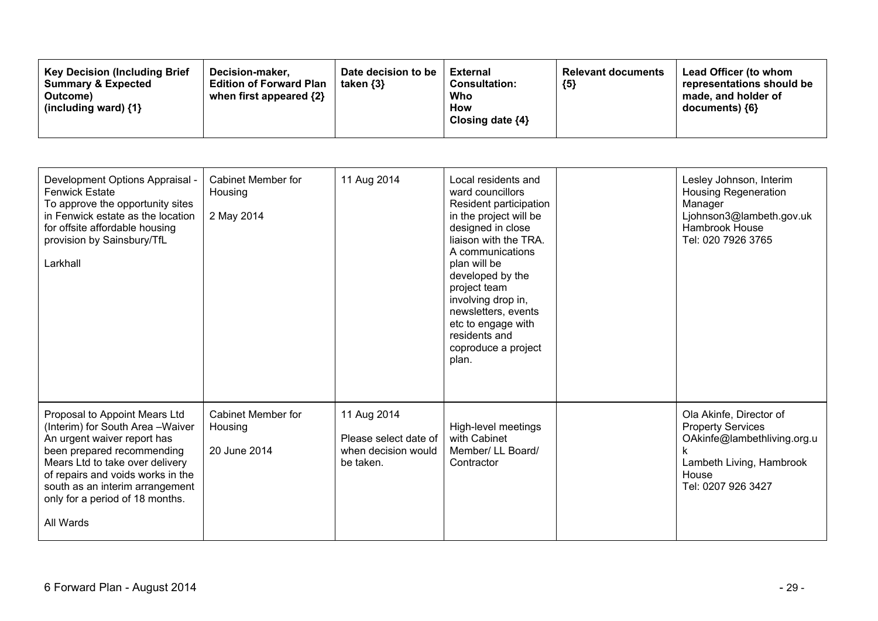| Key Decision (Including Brief Summary & Expected Outcome) (including ward) {1} | Decision-maker, Edition of Forward Plan when first appeared {2} | Date decision to be taken {3} | External Consultation: Who How Closing date {4} | Relevant documents {5} | Lead Officer (to whom representations should be made, and holder of documents) {6} |
|---|---|---|---|---|---|
| Development Options Appraisal - Fenwick Estate<br>To approve the opportunity sites in Fenwick estate as the location for offsite affordable housing provision by Sainsbury/TfL<br><br>Larkhall | Cabinet Member for Housing<br><br>2 May 2014 | 11 Aug 2014 | Local residents and ward councillors<br>Resident participation in the project will be designed in close liaison with the TRA. A communications plan will be developed by the project team involving drop in, newsletters, events etc to engage with residents and coproduce a project plan. | | Lesley Johnson, Interim Housing Regeneration Manager<br>Ljohnson3@lambeth.gov.uk<br>Hambrook House<br>Tel: 020 7926 3765 |
| Proposal to Appoint Mears Ltd (Interim) for South Area –Waiver<br>An urgent waiver report has been prepared recommending Mears Ltd to take over delivery of repairs and voids works in the south as an interim arrangement only for a period of 18 months.<br><br>All Wards | Cabinet Member for Housing<br><br>20 June 2014 | 11 Aug 2014<br>Please select date of when decision would be taken. | High-level meetings with Cabinet Member/ LL Board/ Contractor | | Ola Akinfe, Director of Property Services<br>OAkinfe@lambethliving.org.uk<br>Lambeth Living, Hambrook House<br>Tel: 0207 926 3427 |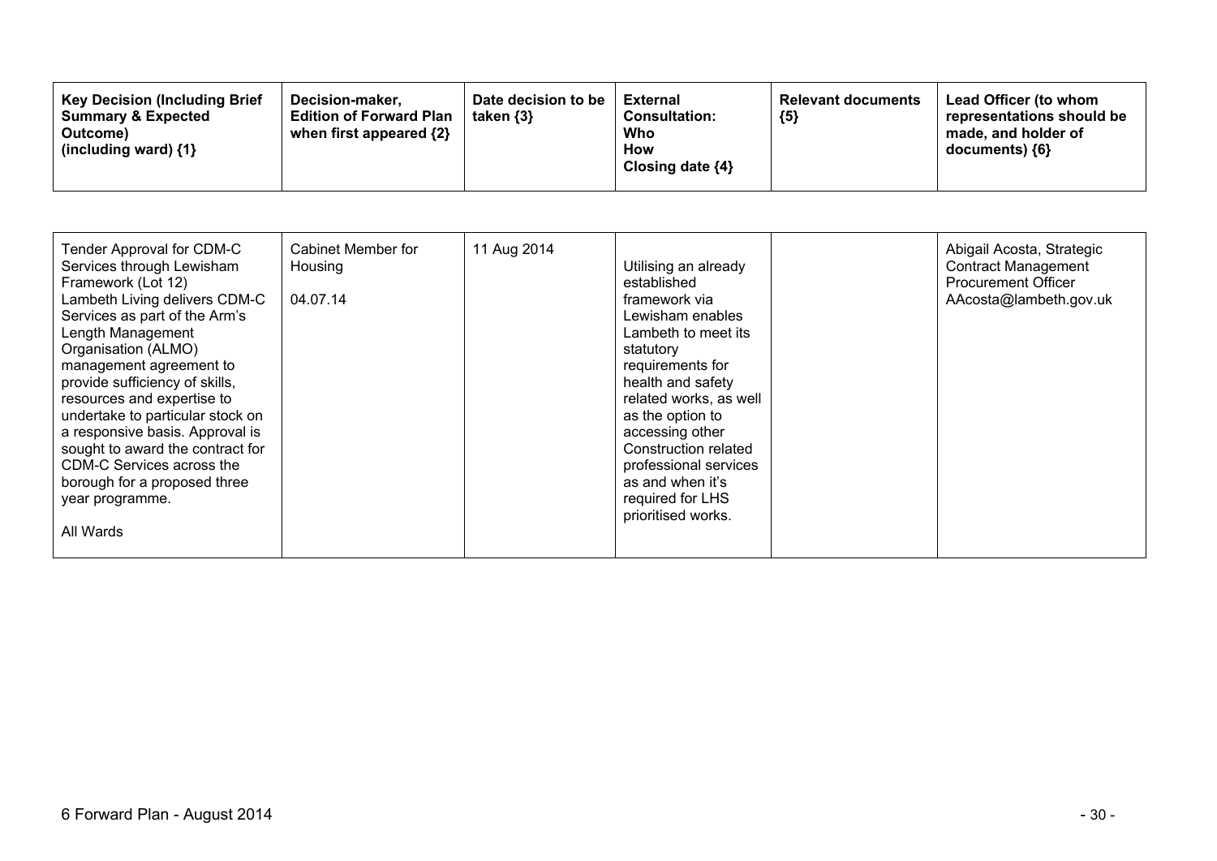| Key Decision (Including Brief Summary & Expected Outcome) (including ward) {1} | Decision-maker, Edition of Forward Plan when first appeared {2} | Date decision to be taken {3} | External Consultation: Who How Closing date {4} | Relevant documents {5} | Lead Officer (to whom representations should be made, and holder of documents) {6} |
|---|---|---|---|---|---|
| Tender Approval for CDM-C Services through Lewisham Framework (Lot 12)<br>Lambeth Living delivers CDM-C Services as part of the Arm's Length Management Organisation (ALMO) management agreement to provide sufficiency of skills, resources and expertise to undertake to particular stock on a responsive basis. Approval is sought to award the contract for CDM-C Services across the borough for a proposed three year programme.<br><br>All Wards | Cabinet Member for Housing<br><br>04.07.14 | 11 Aug 2014 | Utilising an already established framework via Lewisham enables Lambeth to meet its statutory requirements for health and safety related works, as well as the option to accessing other Construction related professional services as and when it's required for LHS prioritised works. | | Abigail Acosta, Strategic Contract Management Procurement Officer<br>AAcosta@lambeth.gov.uk |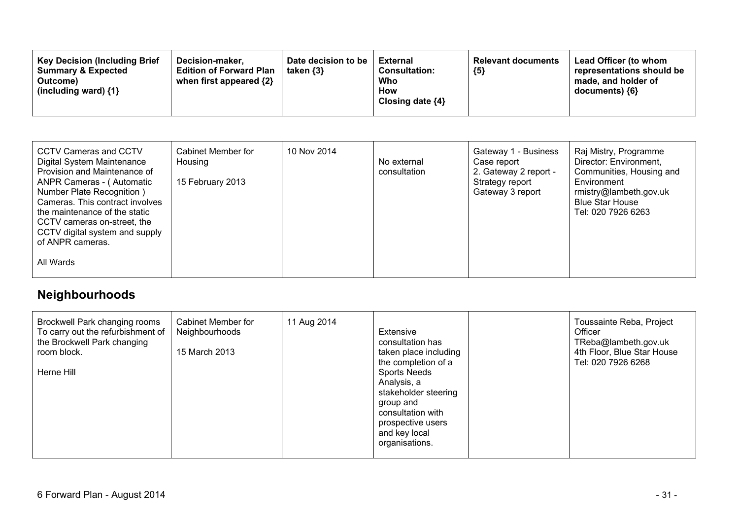| Key Decision (Including Brief Summary & Expected Outcome) (including ward) {1} | Decision-maker, Edition of Forward Plan when first appeared {2} | Date decision to be taken {3} | External Consultation: Who How Closing date {4} | Relevant documents {5} | Lead Officer (to whom representations should be made, and holder of documents) {6} |
|---|---|---|---|---|---|
| CCTV Cameras and CCTV Digital System Maintenance Provision and Maintenance of ANPR Cameras - ( Automatic Number Plate Recognition ) Cameras. This contract involves the maintenance of the static CCTV cameras on-street, the CCTV digital system and supply of ANPR cameras.<br><br>All Wards | Cabinet Member for Housing<br><br>15 February 2013 | 10 Nov 2014 | No external consultation | Gateway 1 - Business Case report<br>2. Gateway 2 report - Strategy report<br>Gateway 3 report | Raj Mistry, Programme Director: Environment, Communities, Housing and Environment<br>rmistry@lambeth.gov.uk<br>Blue Star House<br>Tel: 020 7926 6263 |

## Neighbourhoods

| Key Decision (Including Brief Summary & Expected Outcome) (including ward) {1} | Decision-maker, Edition of Forward Plan when first appeared {2} | Date decision to be taken {3} | External Consultation: Who How Closing date {4} | Relevant documents {5} | Lead Officer (to whom representations should be made, and holder of documents) {6} |
|---|---|---|---|---|---|
| Brockwell Park changing rooms To carry out the refurbishment of the Brockwell Park changing room block.<br><br>Herne Hill | Cabinet Member for Neighbourhoods<br><br>15 March 2013 | 11 Aug 2014 | Extensive consultation has taken place including the completion of a Sports Needs Analysis, a stakeholder steering group and consultation with prospective users and key local organisations. | | Toussainte Reba, Project Officer<br>TReba@lambeth.gov.uk<br>4th Floor, Blue Star House<br>Tel: 020 7926 6268 |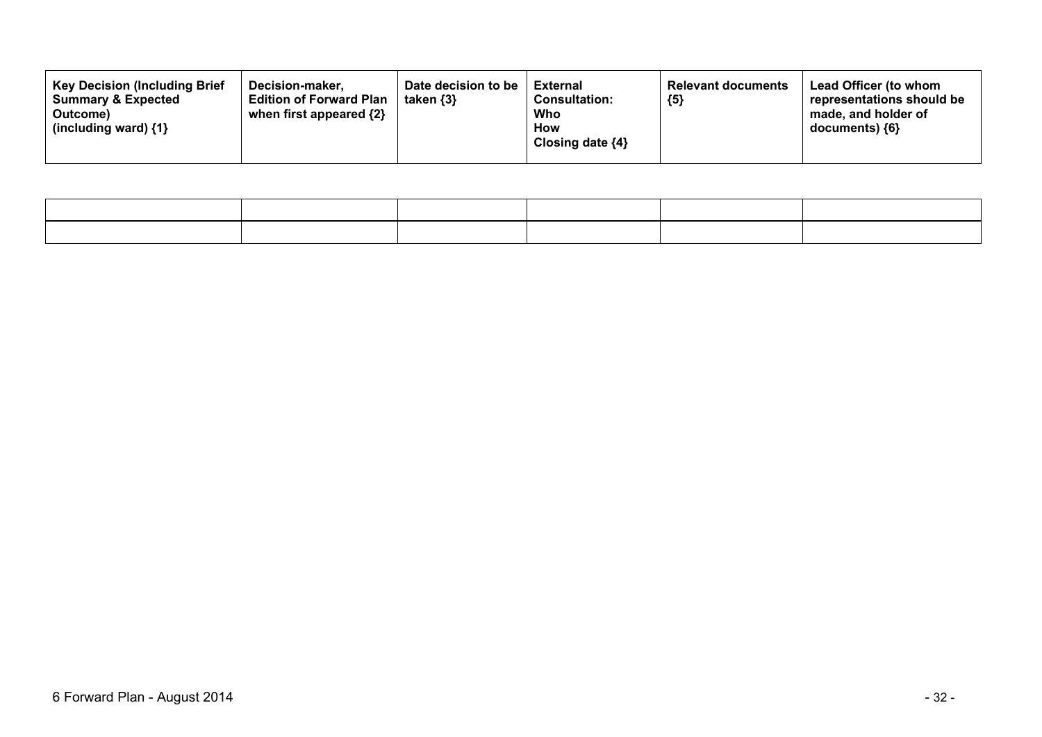| Key Decision (Including Brief Summary & Expected Outcome) (including ward) {1} | Decision-maker, Edition of Forward Plan when first appeared {2} | Date decision to be taken {3} | External Consultation: Who How Closing date {4} | Relevant documents {5} | Lead Officer (to whom representations should be made, and holder of documents) {6} |
|---|---|---|---|---|---|

| | | | | | |
|---|---|---|---|---|---|
| | | | | | |
| | | | | | |